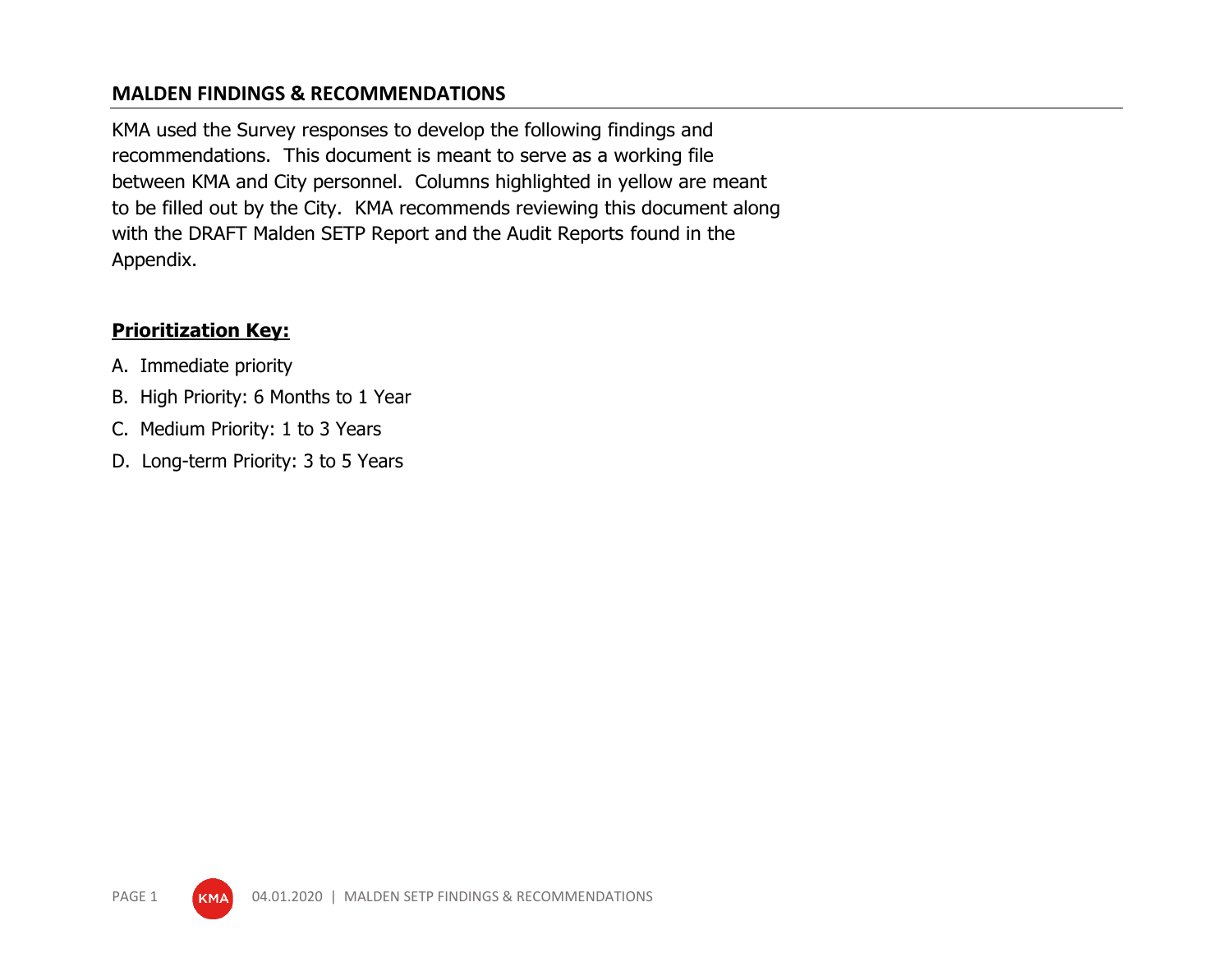# MALDEN FINDINGS & RECOMMENDATIONS

KMA used the Survey responses to develop the following findings and recommendations. This document is meant to serve as a working file between KMA and City personnel. Columns highlighted in yellow are meant to be filled out by the City. KMA recommends reviewing this document along with the DRAFT Malden SETP Report and the Audit Reports found in the Appendix.

**Prioritization Key:**

A. Immediate priority
B. High Priority: 6 Months to 1 Year
C. Medium Priority: 1 to 3 Years
D. Long-term Priority: 3 to 5 Years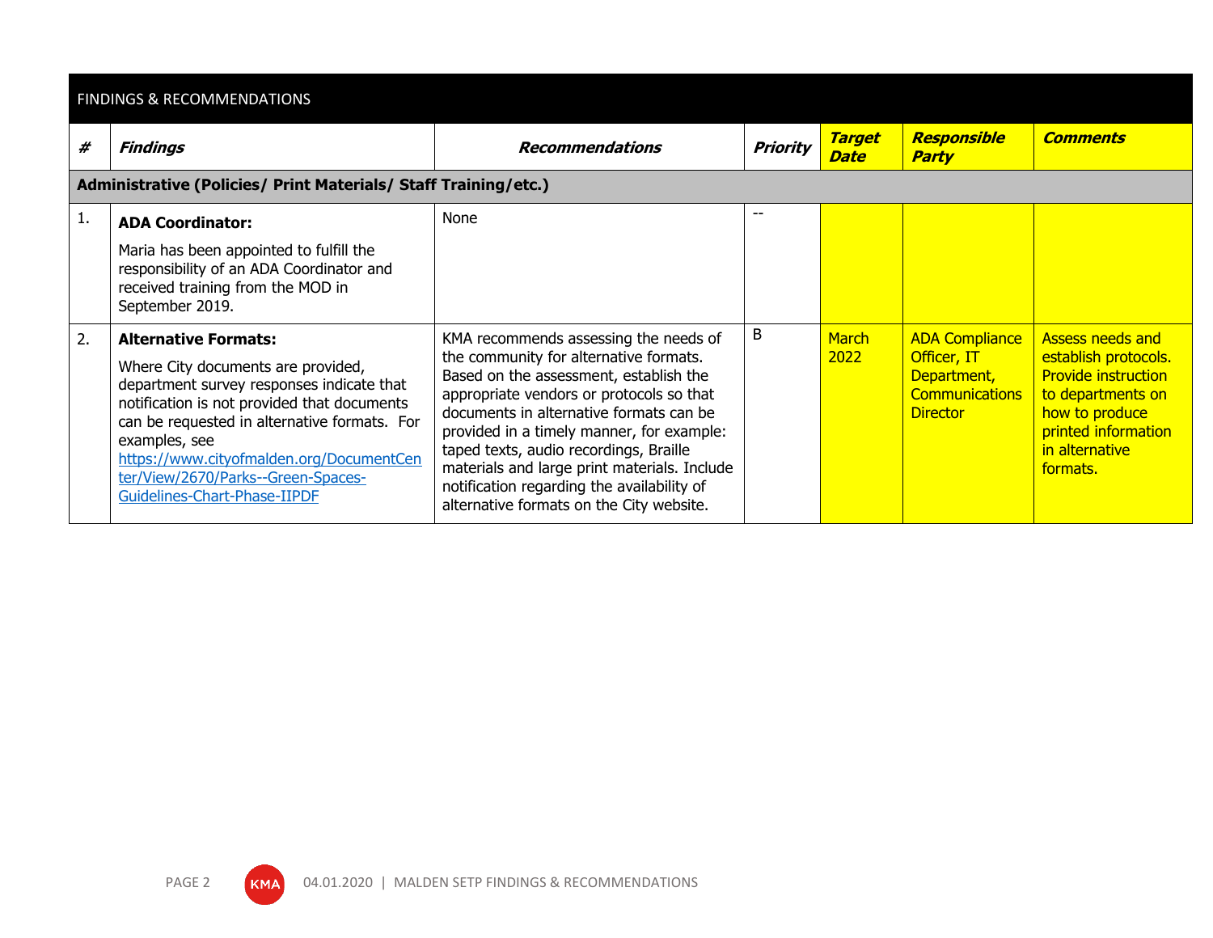| FINDINGS & RECOMMENDATIONS | | | | | | |
|---|---|---|---|---|---|---|
| ***#*** | ***Findings*** | ***Recommendations*** | ***Priority*** | ***Target Date*** | ***Responsible Party*** | ***Comments*** |
| **Administrative (Policies/ Print Materials/ Staff Training/etc.)** | | | | | | |
| 1. | **ADA Coordinator:** Maria has been appointed to fulfill the responsibility of an ADA Coordinator and received training from the MOD in September 2019. | None | -- | | | |
| 2. | **Alternative Formats:** Where City documents are provided, department survey responses indicate that notification is not provided that documents can be requested in alternative formats. For examples, see https://www.cityofmalden.org/DocumentCenter/View/2670/Parks--Green-Spaces-Guidelines-Chart-Phase-IIPDF | KMA recommends assessing the needs of the community for alternative formats. Based on the assessment, establish the appropriate vendors or protocols so that documents in alternative formats can be provided in a timely manner, for example: taped texts, audio recordings, Braille materials and large print materials. Include notification regarding the availability of alternative formats on the City website. | B | March 2022 | ADA Compliance Officer, IT Department, Communications Director | Assess needs and establish protocols. Provide instruction to departments on how to produce printed information in alternative formats. |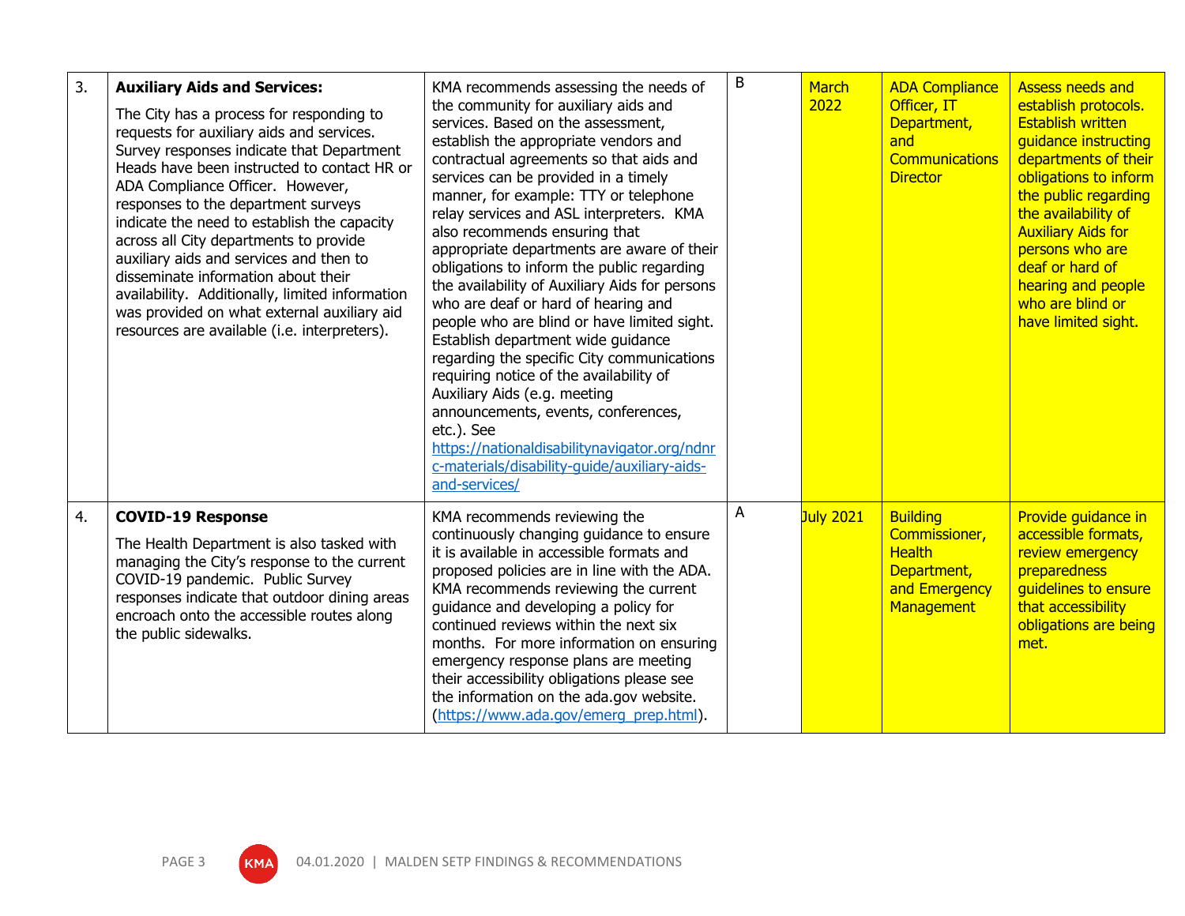| 3. | **Auxiliary Aids and Services:** The City has a process for responding to requests for auxiliary aids and services. Survey responses indicate that Department Heads have been instructed to contact HR or ADA Compliance Officer. However, responses to the department surveys indicate the need to establish the capacity across all City departments to provide auxiliary aids and services and then to disseminate information about their availability. Additionally, limited information was provided on what external auxiliary aid resources are available (i.e. interpreters). | KMA recommends assessing the needs of the community for auxiliary aids and services. Based on the assessment, establish the appropriate vendors and contractual agreements so that aids and services can be provided in a timely manner, for example: TTY or telephone relay services and ASL interpreters. KMA also recommends ensuring that appropriate departments are aware of their obligations to inform the public regarding the availability of Auxiliary Aids for persons who are deaf or hard of hearing and people who are blind or have limited sight. Establish department wide guidance regarding the specific City communications requiring notice of the availability of Auxiliary Aids (e.g. meeting announcements, events, conferences, etc.). See https://nationaldisabilitynavigator.org/ndnrc-materials/disability-guide/auxiliary-aids-and-services/ | B | March 2022 | ADA Compliance Officer, IT Department, and Communications Director | Assess needs and establish protocols. Establish written guidance instructing departments of their obligations to inform the public regarding the availability of Auxiliary Aids for persons who are deaf or hard of hearing and people who are blind or have limited sight. |
|---|---|---|---|---|---|---|
| 4. | **COVID-19 Response** The Health Department is also tasked with managing the City's response to the current COVID-19 pandemic. Public Survey responses indicate that outdoor dining areas encroach onto the accessible routes along the public sidewalks. | KMA recommends reviewing the continuously changing guidance to ensure it is available in accessible formats and proposed policies are in line with the ADA. KMA recommends reviewing the current guidance and developing a policy for continued reviews within the next six months. For more information on ensuring emergency response plans are meeting their accessibility obligations please see the information on the ada.gov website. (https://www.ada.gov/emerg_prep.html). | A | July 2021 | Building Commissioner, Health Department, and Emergency Management | Provide guidance in accessible formats, review emergency preparedness guidelines to ensure that accessibility obligations are being met. |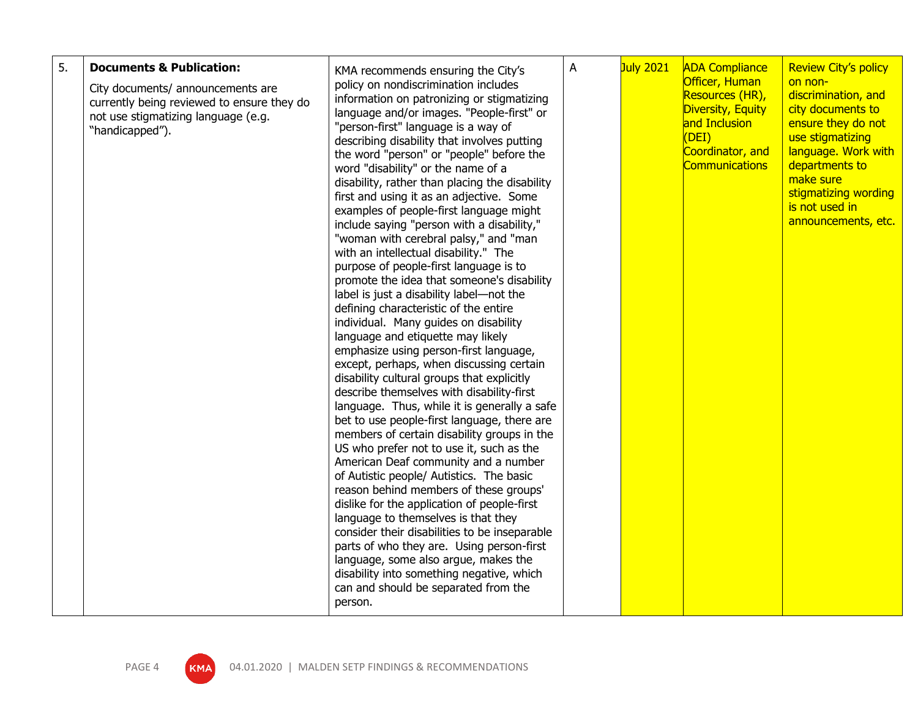| 5. | **Documents & Publication:**<br><br>City documents/ announcements are currently being reviewed to ensure they do not use stigmatizing language (e.g. "handicapped"). | KMA recommends ensuring the City's policy on nondiscrimination includes information on patronizing or stigmatizing language and/or images. "People-first" or "person-first" language is a way of describing disability that involves putting the word "person" or "people" before the word "disability" or the name of a disability, rather than placing the disability first and using it as an adjective. Some examples of people-first language might include saying "person with a disability," "woman with cerebral palsy," and "man with an intellectual disability." The purpose of people-first language is to promote the idea that someone's disability label is just a disability label—not the defining characteristic of the entire individual. Many guides on disability language and etiquette may likely emphasize using person-first language, except, perhaps, when discussing certain disability cultural groups that explicitly describe themselves with disability-first language. Thus, while it is generally a safe bet to use people-first language, there are members of certain disability groups in the US who prefer not to use it, such as the American Deaf community and a number of Autistic people/ Autistics. The basic reason behind members of these groups' dislike for the application of people-first language to themselves is that they consider their disabilities to be inseparable parts of who they are. Using person-first language, some also argue, makes the disability into something negative, which can and should be separated from the person. | A | July 2021 | ADA Compliance Officer, Human Resources (HR), Diversity, Equity and Inclusion (DEI) Coordinator, and Communications | Review City's policy on non-discrimination, and city documents to ensure they do not use stigmatizing language. Work with departments to make sure stigmatizing wording is not used in announcements, etc. |
|---|---|---|---|---|---|---|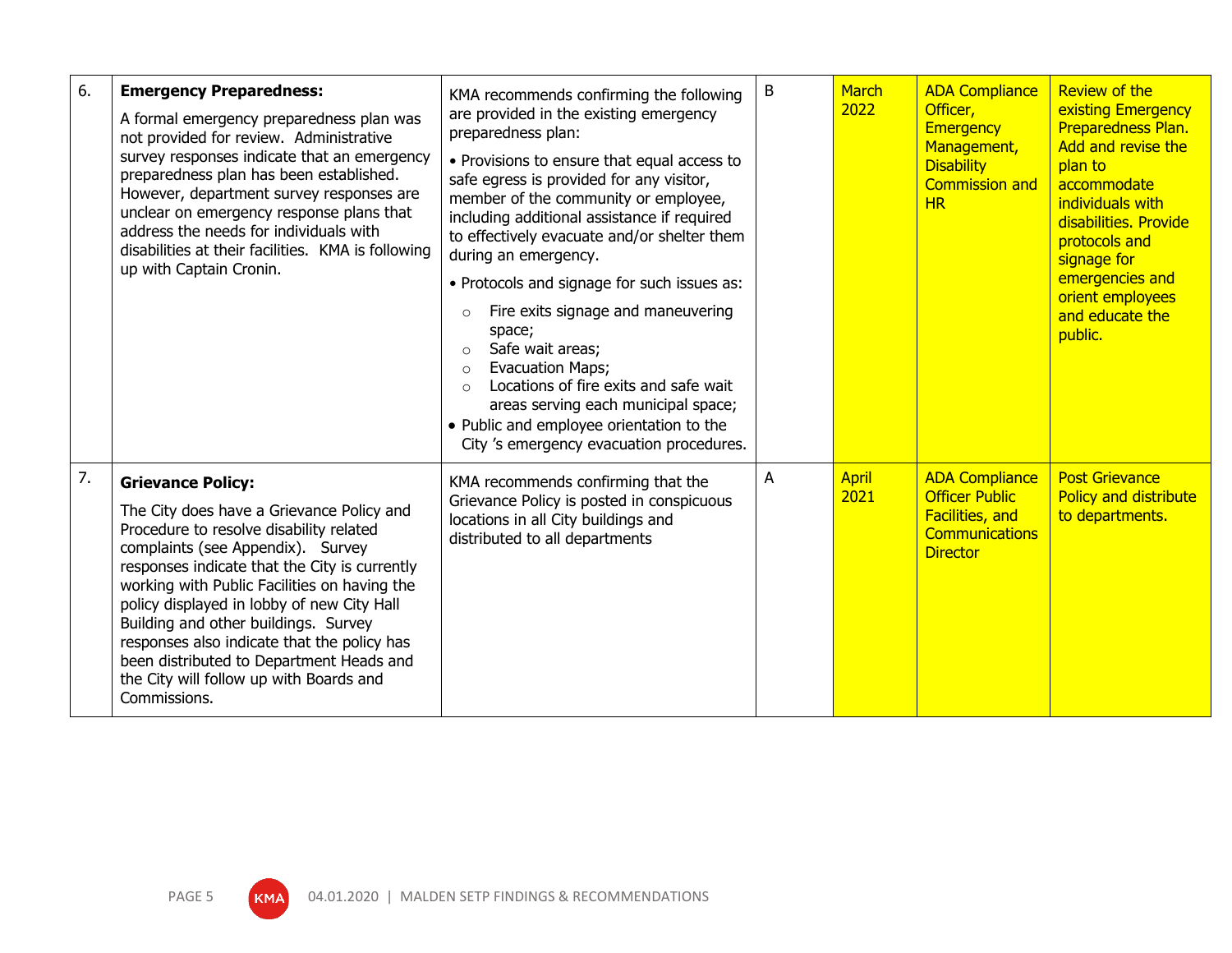| | | | | | | |
|---|---|---|---|---|---|---|
| 6. | **Emergency Preparedness:** A formal emergency preparedness plan was not provided for review. Administrative survey responses indicate that an emergency preparedness plan has been established. However, department survey responses are unclear on emergency response plans that address the needs for individuals with disabilities at their facilities. KMA is following up with Captain Cronin. | KMA recommends confirming the following are provided in the existing emergency preparedness plan: • Provisions to ensure that equal access to safe egress is provided for any visitor, member of the community or employee, including additional assistance if required to effectively evacuate and/or shelter them during an emergency. • Protocols and signage for such issues as: ○ Fire exits signage and maneuvering space; ○ Safe wait areas; ○ Evacuation Maps; ○ Locations of fire exits and safe wait areas serving each municipal space; • Public and employee orientation to the City 's emergency evacuation procedures. | B | March 2022 | ADA Compliance Officer, Emergency Management, Disability Commission and HR | Review of the existing Emergency Preparedness Plan. Add and revise the plan to accommodate individuals with disabilities. Provide protocols and signage for emergencies and orient employees and educate the public. |
| 7. | **Grievance Policy:** The City does have a Grievance Policy and Procedure to resolve disability related complaints (see Appendix). Survey responses indicate that the City is currently working with Public Facilities on having the policy displayed in lobby of new City Hall Building and other buildings. Survey responses also indicate that the policy has been distributed to Department Heads and the City will follow up with Boards and Commissions. | KMA recommends confirming that the Grievance Policy is posted in conspicuous locations in all City buildings and distributed to all departments | A | April 2021 | ADA Compliance Officer Public Facilities, and Communications Director | Post Grievance Policy and distribute to departments. |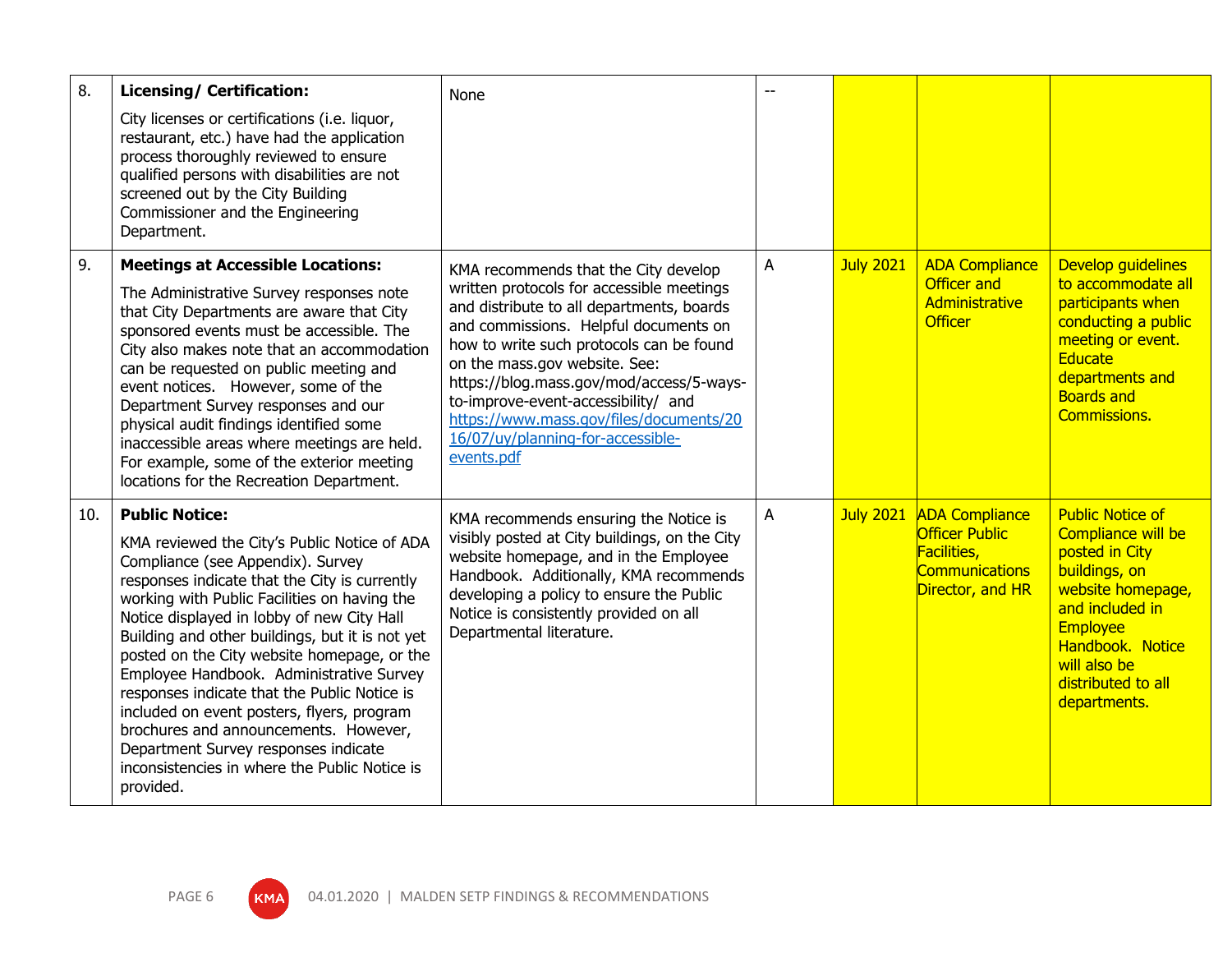| | | | | | | |
|---|---|---|---|---|---|---|
| 8. | **Licensing/ Certification:** City licenses or certifications (i.e. liquor, restaurant, etc.) have had the application process thoroughly reviewed to ensure qualified persons with disabilities are not screened out by the City Building Commissioner and the Engineering Department. | None | -- | | | |
| 9. | **Meetings at Accessible Locations:** The Administrative Survey responses note that City Departments are aware that City sponsored events must be accessible. The City also makes note that an accommodation can be requested on public meeting and event notices. However, some of the Department Survey responses and our physical audit findings identified some inaccessible areas where meetings are held. For example, some of the exterior meeting locations for the Recreation Department. | KMA recommends that the City develop written protocols for accessible meetings and distribute to all departments, boards and commissions. Helpful documents on how to write such protocols can be found on the mass.gov website. See: https://blog.mass.gov/mod/access/5-ways-to-improve-event-accessibility/ and https://www.mass.gov/files/documents/2016/07/uy/planning-for-accessible-events.pdf | A | July 2021 | ADA Compliance Officer and Administrative Officer | Develop guidelines to accommodate all participants when conducting a public meeting or event. Educate departments and Boards and Commissions. |
| 10. | **Public Notice:** KMA reviewed the City's Public Notice of ADA Compliance (see Appendix). Survey responses indicate that the City is currently working with Public Facilities on having the Notice displayed in lobby of new City Hall Building and other buildings, but it is not yet posted on the City website homepage, or the Employee Handbook. Administrative Survey responses indicate that the Public Notice is included on event posters, flyers, program brochures and announcements. However, Department Survey responses indicate inconsistencies in where the Public Notice is provided. | KMA recommends ensuring the Notice is visibly posted at City buildings, on the City website homepage, and in the Employee Handbook. Additionally, KMA recommends developing a policy to ensure the Public Notice is consistently provided on all Departmental literature. | A | July 2021 | ADA Compliance Officer Public Facilities, Communications Director, and HR | Public Notice of Compliance will be posted in City buildings, on website homepage, and included in Employee Handbook. Notice will also be distributed to all departments. |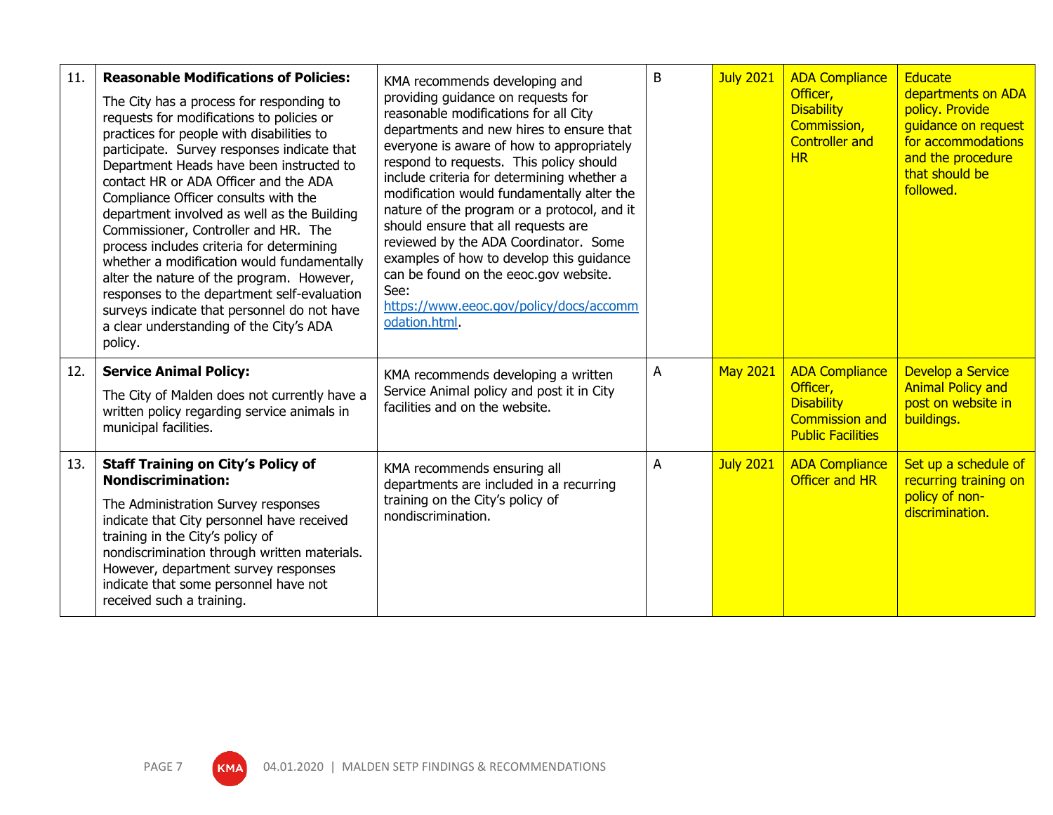| | | | | | | |
|---|---|---|---|---|---|---|
| 11. | **Reasonable Modifications of Policies:** The City has a process for responding to requests for modifications to policies or practices for people with disabilities to participate. Survey responses indicate that Department Heads have been instructed to contact HR or ADA Officer and the ADA Compliance Officer consults with the department involved as well as the Building Commissioner, Controller and HR. The process includes criteria for determining whether a modification would fundamentally alter the nature of the program. However, responses to the department self-evaluation surveys indicate that personnel do not have a clear understanding of the City's ADA policy. | KMA recommends developing and providing guidance on requests for reasonable modifications for all City departments and new hires to ensure that everyone is aware of how to appropriately respond to requests. This policy should include criteria for determining whether a modification would fundamentally alter the nature of the program or a protocol, and it should ensure that all requests are reviewed by the ADA Coordinator. Some examples of how to develop this guidance can be found on the eeoc.gov website. See: [https://www.eeoc.gov/policy/docs/accommodation.html](https://www.eeoc.gov/policy/docs/accommodation.html). | B | July 2021 | ADA Compliance Officer, Disability Commission, Controller and HR | Educate departments on ADA policy. Provide guidance on request for accommodations and the procedure that should be followed. |
| 12. | **Service Animal Policy:** The City of Malden does not currently have a written policy regarding service animals in municipal facilities. | KMA recommends developing a written Service Animal policy and post it in City facilities and on the website. | A | May 2021 | ADA Compliance Officer, Disability Commission and Public Facilities | Develop a Service Animal Policy and post on website in buildings. |
| 13. | **Staff Training on City's Policy of Nondiscrimination:** The Administration Survey responses indicate that City personnel have received training in the City's policy of nondiscrimination through written materials. However, department survey responses indicate that some personnel have not received such a training. | KMA recommends ensuring all departments are included in a recurring training on the City's policy of nondiscrimination. | A | July 2021 | ADA Compliance Officer and HR | Set up a schedule of recurring training on policy of non-discrimination. |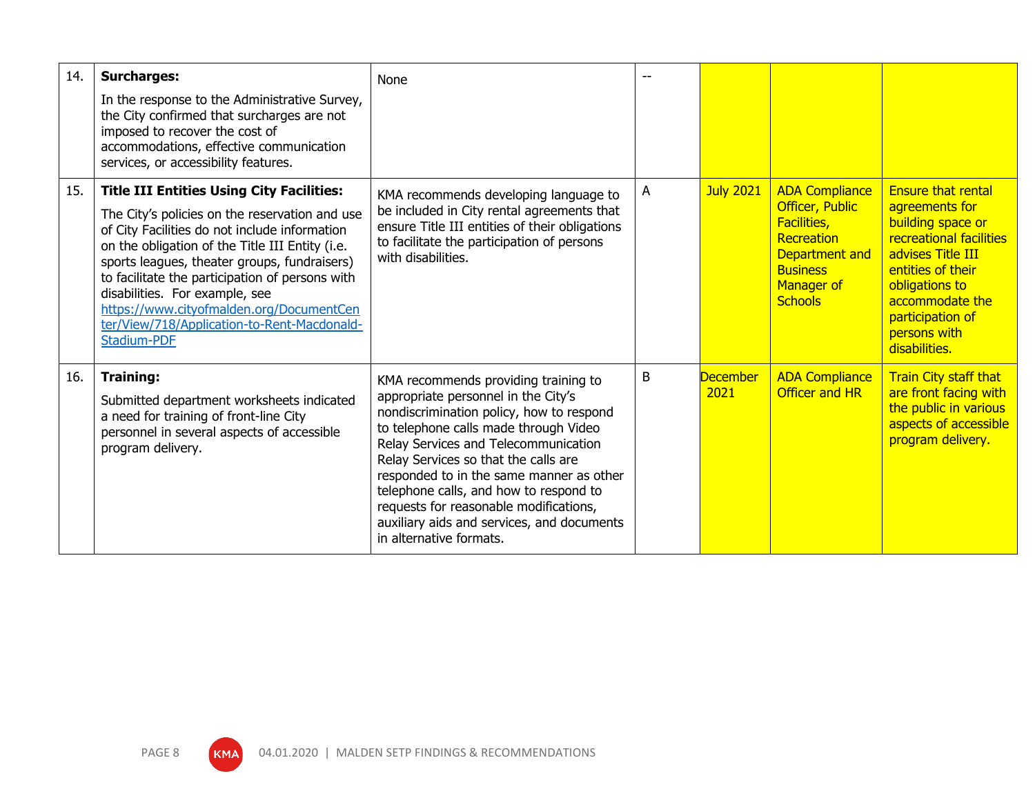| | | | | | | |
|---|---|---|---|---|---|---|
| 14. | **Surcharges:** In the response to the Administrative Survey, the City confirmed that surcharges are not imposed to recover the cost of accommodations, effective communication services, or accessibility features. | None | -- | | | |
| 15. | **Title III Entities Using City Facilities:** The City's policies on the reservation and use of City Facilities do not include information on the obligation of the Title III Entity (i.e. sports leagues, theater groups, fundraisers) to facilitate the participation of persons with disabilities. For example, see [https://www.cityofmalden.org/DocumentCenter/View/718/Application-to-Rent-Macdonald-Stadium-PDF](https://www.cityofmalden.org/DocumentCenter/View/718/Application-to-Rent-Macdonald-Stadium-PDF) | KMA recommends developing language to be included in City rental agreements that ensure Title III entities of their obligations to facilitate the participation of persons with disabilities. | A | July 2021 | ADA Compliance Officer, Public Facilities, Recreation Department and Business Manager of Schools | Ensure that rental agreements for building space or recreational facilities advises Title III entities of their obligations to accommodate the participation of persons with disabilities. |
| 16. | **Training:** Submitted department worksheets indicated a need for training of front-line City personnel in several aspects of accessible program delivery. | KMA recommends providing training to appropriate personnel in the City's nondiscrimination policy, how to respond to telephone calls made through Video Relay Services and Telecommunication Relay Services so that the calls are responded to in the same manner as other telephone calls, and how to respond to requests for reasonable modifications, auxiliary aids and services, and documents in alternative formats. | B | December 2021 | ADA Compliance Officer and HR | Train City staff that are front facing with the public in various aspects of accessible program delivery. |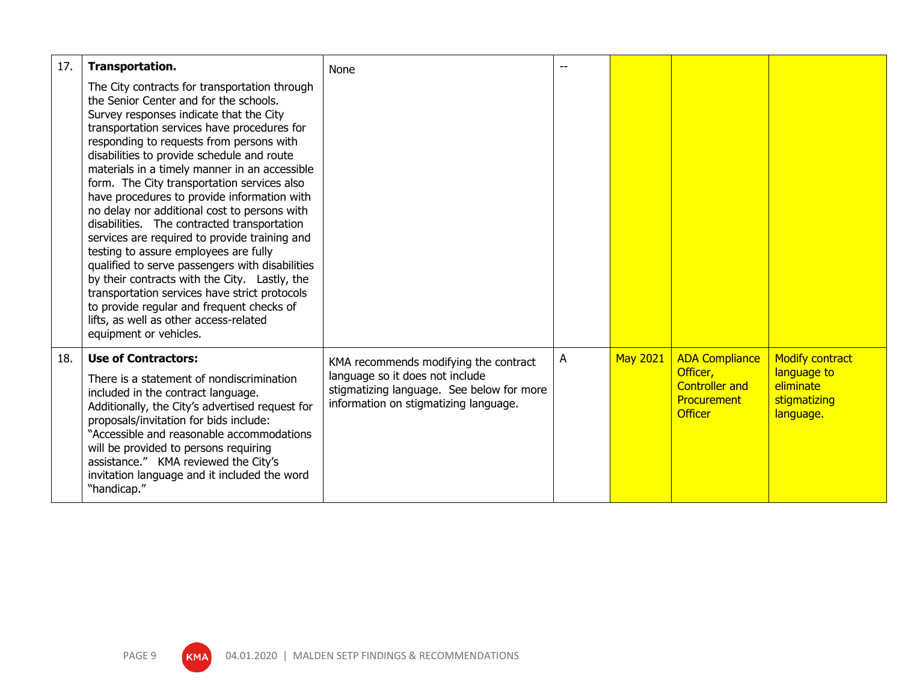| 17. | **Transportation.**<br><br>The City contracts for transportation through the Senior Center and for the schools. Survey responses indicate that the City transportation services have procedures for responding to requests from persons with disabilities to provide schedule and route materials in a timely manner in an accessible form. The City transportation services also have procedures to provide information with no delay nor additional cost to persons with disabilities. The contracted transportation services are required to provide training and testing to assure employees are fully qualified to serve passengers with disabilities by their contracts with the City. Lastly, the transportation services have strict protocols to provide regular and frequent checks of lifts, as well as other access-related equipment or vehicles. | None | -- | | | |
|---|---|---|---|---|---|---|
| 18. | **Use of Contractors:**<br><br>There is a statement of nondiscrimination included in the contract language. Additionally, the City's advertised request for proposals/invitation for bids include: "Accessible and reasonable accommodations will be provided to persons requiring assistance." KMA reviewed the City's invitation language and it included the word "handicap." | KMA recommends modifying the contract language so it does not include stigmatizing language. See below for more information on stigmatizing language. | A | May 2021 | ADA Compliance Officer, Controller and Procurement Officer | Modify contract language to eliminate stigmatizing language. |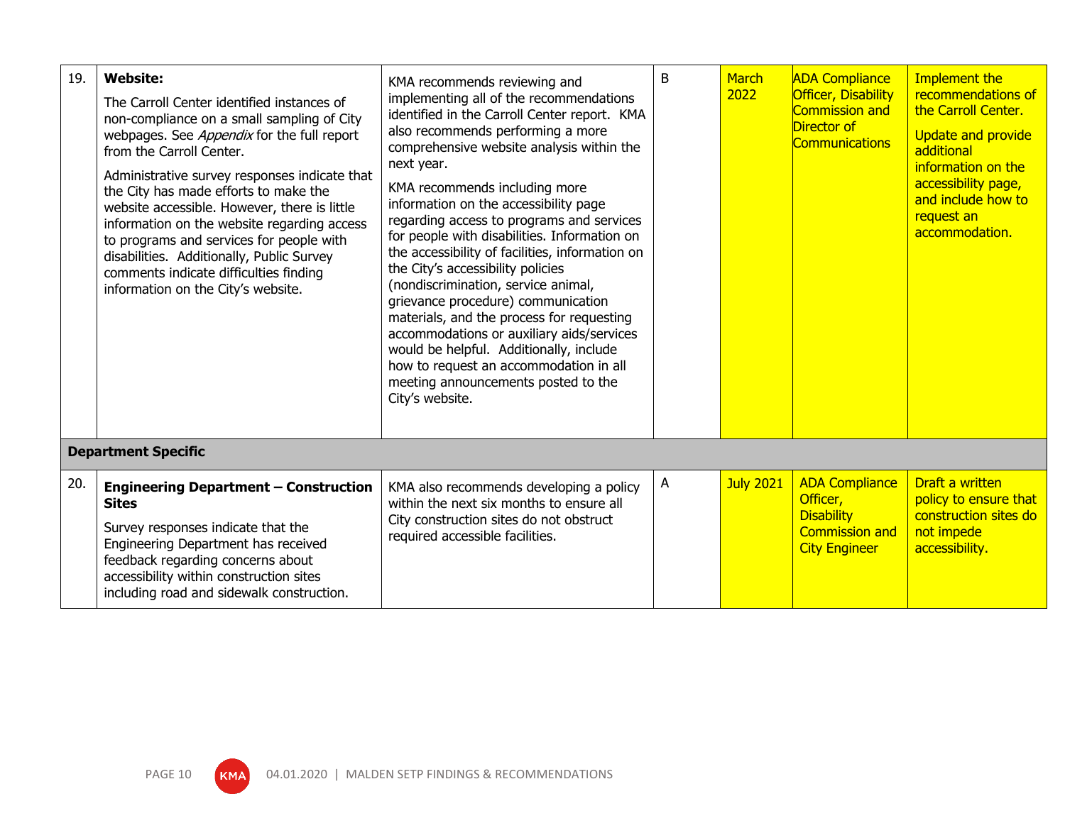| | | | | | | |
|---|---|---|---|---|---|---|
| 19. | **Website:**<br><br>The Carroll Center identified instances of non-compliance on a small sampling of City webpages. See *Appendix* for the full report from the Carroll Center.<br><br>Administrative survey responses indicate that the City has made efforts to make the website accessible. However, there is little information on the website regarding access to programs and services for people with disabilities. Additionally, Public Survey comments indicate difficulties finding information on the City's website. | KMA recommends reviewing and implementing all of the recommendations identified in the Carroll Center report. KMA also recommends performing a more comprehensive website analysis within the next year.<br><br>KMA recommends including more information on the accessibility page regarding access to programs and services for people with disabilities. Information on the accessibility of facilities, information on the City's accessibility policies (nondiscrimination, service animal, grievance procedure) communication materials, and the process for requesting accommodations or auxiliary aids/services would be helpful. Additionally, include how to request an accommodation in all meeting announcements posted to the City's website. | B | March 2022 | ADA Compliance Officer, Disability Commission and Director of Communications | Implement the recommendations of the Carroll Center.<br><br>Update and provide additional information on the accessibility page, and include how to request an accommodation. |
| **Department Specific** | | | | | | |
| 20. | **Engineering Department – Construction Sites**<br><br>Survey responses indicate that the Engineering Department has received feedback regarding concerns about accessibility within construction sites including road and sidewalk construction. | KMA also recommends developing a policy within the next six months to ensure all City construction sites do not obstruct required accessible facilities. | A | July 2021 | ADA Compliance Officer, Disability Commission and City Engineer | Draft a written policy to ensure that construction sites do not impede accessibility. |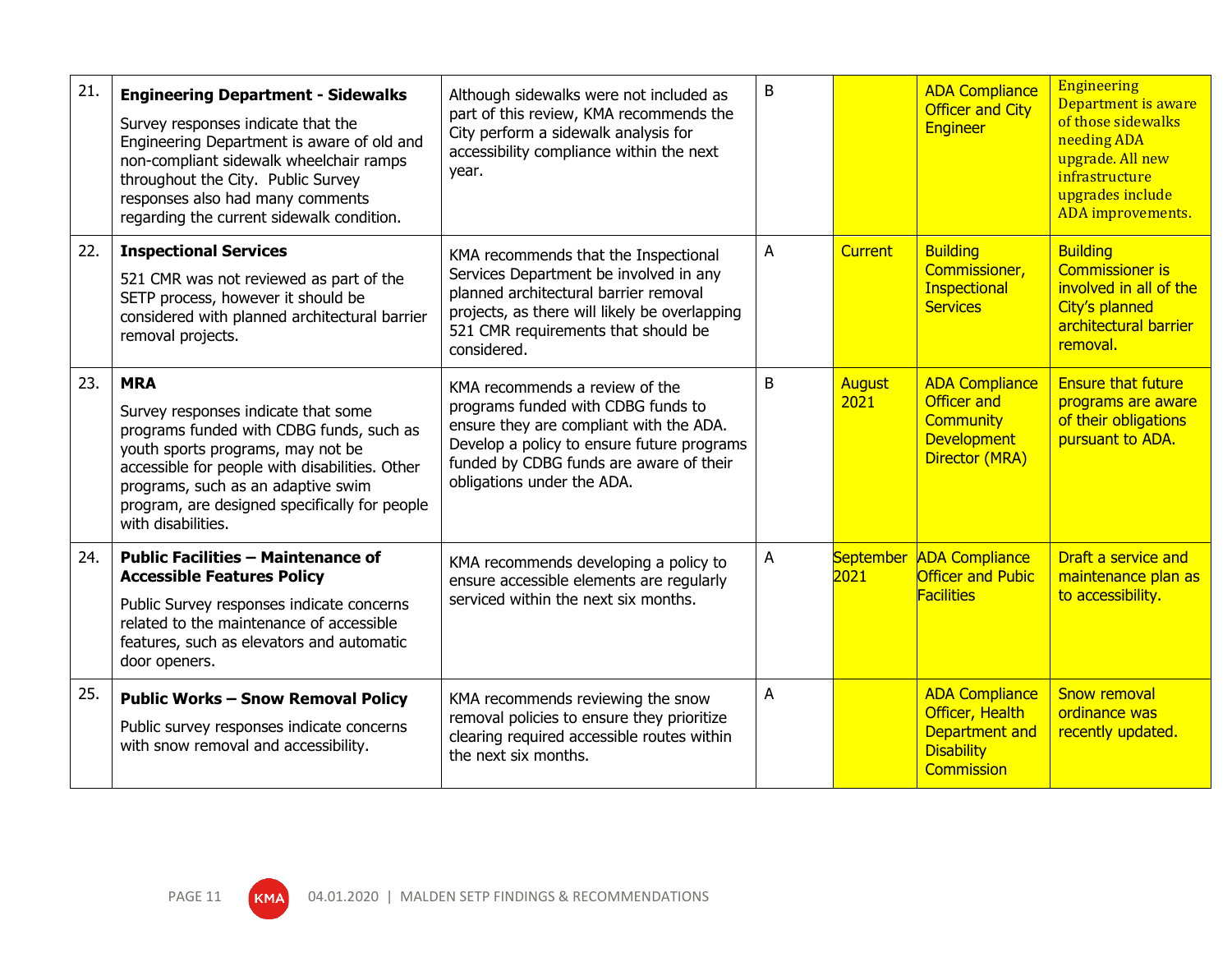| | | | | | | |
|---|---|---|---|---|---|---|
| 21. | **Engineering Department - Sidewalks**<br><br>Survey responses indicate that the Engineering Department is aware of old and non-compliant sidewalk wheelchair ramps throughout the City. Public Survey responses also had many comments regarding the current sidewalk condition. | Although sidewalks were not included as part of this review, KMA recommends the City perform a sidewalk analysis for accessibility compliance within the next year. | B | | ADA Compliance Officer and City Engineer | Engineering Department is aware of those sidewalks needing ADA upgrade. All new infrastructure upgrades include ADA improvements. |
| 22. | **Inspectional Services**<br><br>521 CMR was not reviewed as part of the SETP process, however it should be considered with planned architectural barrier removal projects. | KMA recommends that the Inspectional Services Department be involved in any planned architectural barrier removal projects, as there will likely be overlapping 521 CMR requirements that should be considered. | A | Current | Building Commissioner, Inspectional Services | Building Commissioner is involved in all of the City's planned architectural barrier removal. |
| 23. | **MRA**<br><br>Survey responses indicate that some programs funded with CDBG funds, such as youth sports programs, may not be accessible for people with disabilities. Other programs, such as an adaptive swim program, are designed specifically for people with disabilities. | KMA recommends a review of the programs funded with CDBG funds to ensure they are compliant with the ADA. Develop a policy to ensure future programs funded by CDBG funds are aware of their obligations under the ADA. | B | August 2021 | ADA Compliance Officer and Community Development Director (MRA) | Ensure that future programs are aware of their obligations pursuant to ADA. |
| 24. | **Public Facilities – Maintenance of Accessible Features Policy**<br><br>Public Survey responses indicate concerns related to the maintenance of accessible features, such as elevators and automatic door openers. | KMA recommends developing a policy to ensure accessible elements are regularly serviced within the next six months. | A | September 2021 | ADA Compliance Officer and Pubic Facilities | Draft a service and maintenance plan as to accessibility. |
| 25. | **Public Works – Snow Removal Policy**<br><br>Public survey responses indicate concerns with snow removal and accessibility. | KMA recommends reviewing the snow removal policies to ensure they prioritize clearing required accessible routes within the next six months. | A | | ADA Compliance Officer, Health Department and Disability Commission | Snow removal ordinance was recently updated. |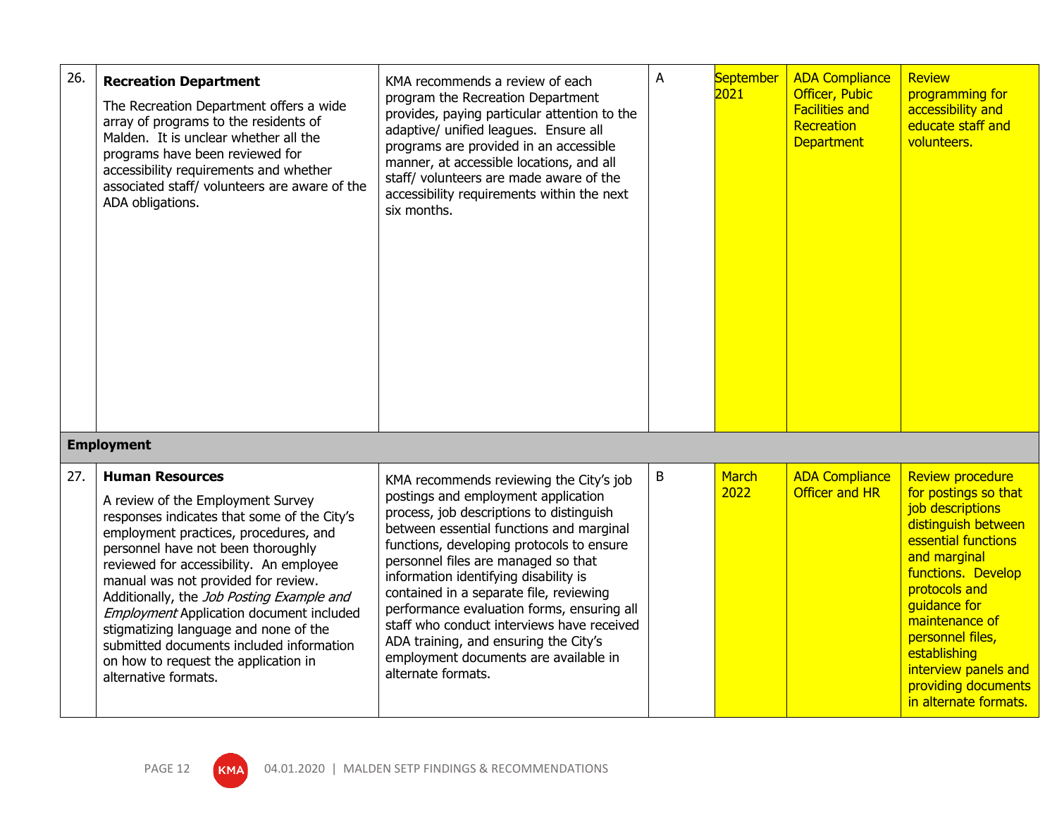| | | | | | | |
|---|---|---|---|---|---|---|
| 26. | **Recreation Department** The Recreation Department offers a wide array of programs to the residents of Malden. It is unclear whether all the programs have been reviewed for accessibility requirements and whether associated staff/ volunteers are aware of the ADA obligations. | KMA recommends a review of each program the Recreation Department provides, paying particular attention to the adaptive/ unified leagues. Ensure all programs are provided in an accessible manner, at accessible locations, and all staff/ volunteers are made aware of the accessibility requirements within the next six months. | A | September 2021 | ADA Compliance Officer, Pubic Facilities and Recreation Department | Review programming for accessibility and educate staff and volunteers. |
| **Employment** | | | | | | |
| 27. | **Human Resources** A review of the Employment Survey responses indicates that some of the City's employment practices, procedures, and personnel have not been thoroughly reviewed for accessibility. An employee manual was not provided for review. Additionally, the *Job Posting Example and Employment* Application document included stigmatizing language and none of the submitted documents included information on how to request the application in alternative formats. | KMA recommends reviewing the City's job postings and employment application process, job descriptions to distinguish between essential functions and marginal functions, developing protocols to ensure personnel files are managed so that information identifying disability is contained in a separate file, reviewing performance evaluation forms, ensuring all staff who conduct interviews have received ADA training, and ensuring the City's employment documents are available in alternate formats. | B | March 2022 | ADA Compliance Officer and HR | Review procedure for postings so that job descriptions distinguish between essential functions and marginal functions. Develop protocols and guidance for maintenance of personnel files, establishing interview panels and providing documents in alternate formats. |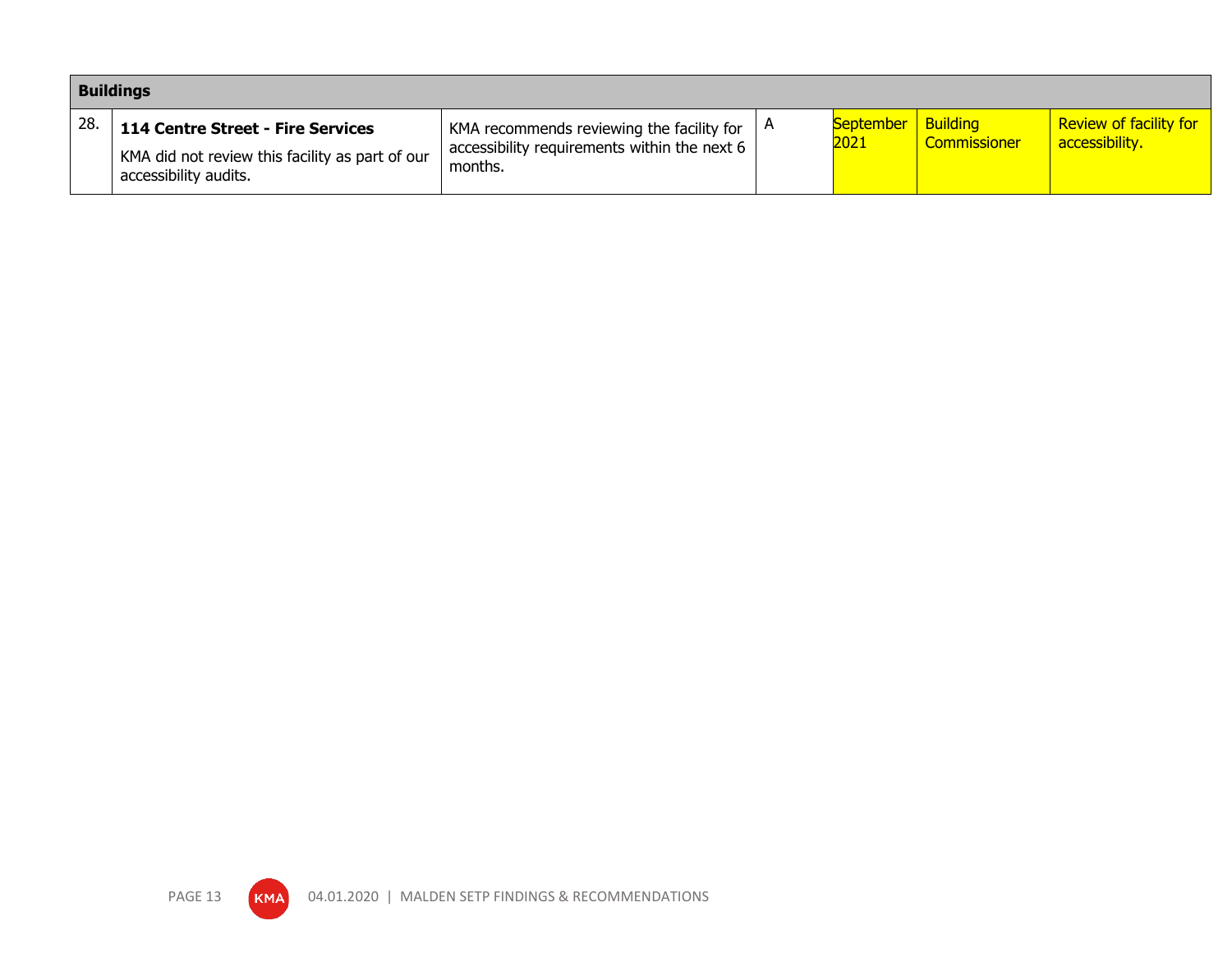| Buildings | | | | | | |
|---|---|---|---|---|---|---|
| 28. | **114 Centre Street - Fire Services**<br>KMA did not review this facility as part of our accessibility audits. | KMA recommends reviewing the facility for accessibility requirements within the next 6 months. | A | September 2021 | Building Commissioner | Review of facility for accessibility. |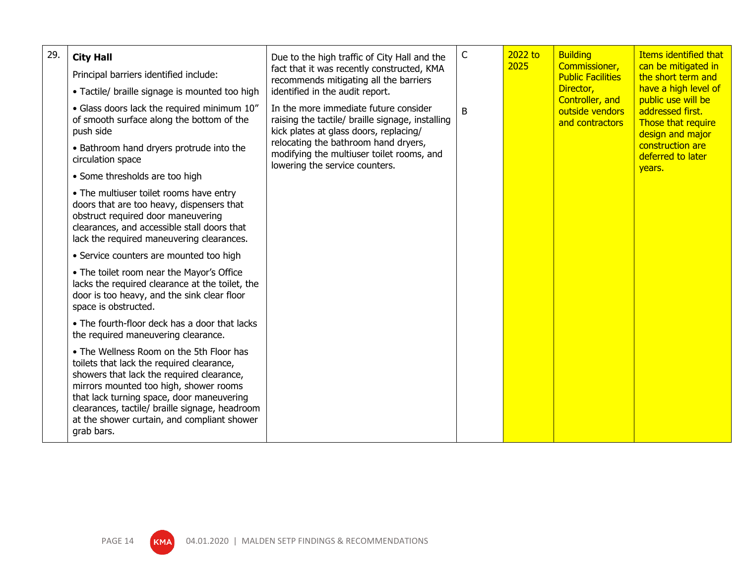| 29. | **City Hall**<br><br>Principal barriers identified include:<br><br>• Tactile/ braille signage is mounted too high<br><br>• Glass doors lack the required minimum 10" of smooth surface along the bottom of the push side<br><br>• Bathroom hand dryers protrude into the circulation space<br><br>• Some thresholds are too high<br><br>• The multiuser toilet rooms have entry doors that are too heavy, dispensers that obstruct required door maneuvering clearances, and accessible stall doors that lack the required maneuvering clearances.<br><br>• Service counters are mounted too high<br><br>• The toilet room near the Mayor's Office lacks the required clearance at the toilet, the door is too heavy, and the sink clear floor space is obstructed.<br><br>• The fourth-floor deck has a door that lacks the required maneuvering clearance.<br><br>• The Wellness Room on the 5th Floor has toilets that lack the required clearance, showers that lack the required clearance, mirrors mounted too high, shower rooms that lack turning space, door maneuvering clearances, tactile/ braille signage, headroom at the shower curtain, and compliant shower grab bars. | Due to the high traffic of City Hall and the fact that it was recently constructed, KMA recommends mitigating all the barriers identified in the audit report.<br><br>In the more immediate future consider raising the tactile/ braille signage, installing kick plates at glass doors, replacing/ relocating the bathroom hand dryers, modifying the multiuser toilet rooms, and lowering the service counters. | C<br><br>B | 2022 to 2025 | Building Commissioner, Public Facilities Director, Controller, and outside vendors and contractors | Items identified that can be mitigated in the short term and have a high level of public use will be addressed first. Those that require design and major construction are deferred to later years. |
|---|---|---|---|---|---|---|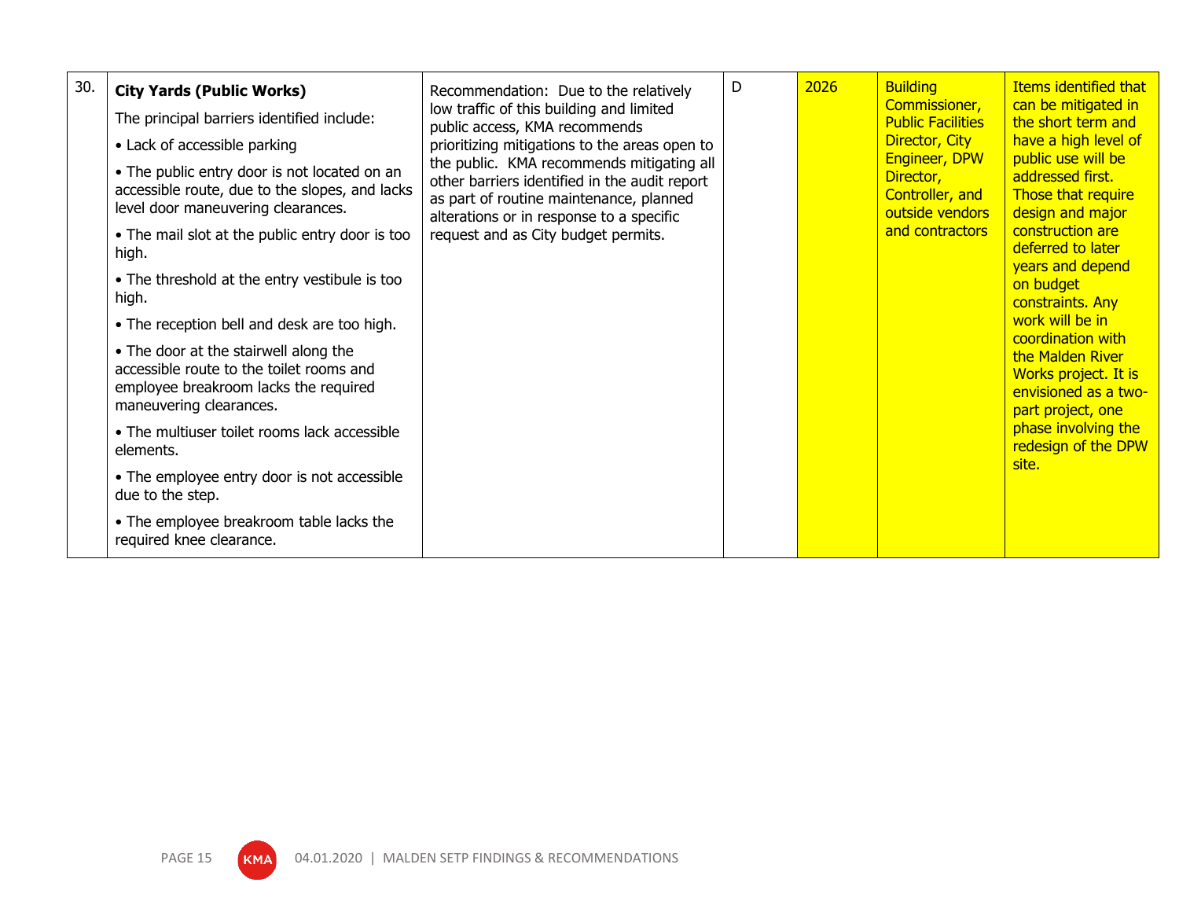| | | | | | | |
|---|---|---|---|---|---|---|
| 30. | **City Yards (Public Works)**<br>The principal barriers identified include:<br>• Lack of accessible parking<br>• The public entry door is not located on an accessible route, due to the slopes, and lacks level door maneuvering clearances.<br>• The mail slot at the public entry door is too high.<br>• The threshold at the entry vestibule is too high.<br>• The reception bell and desk are too high.<br>• The door at the stairwell along the accessible route to the toilet rooms and employee breakroom lacks the required maneuvering clearances.<br>• The multiuser toilet rooms lack accessible elements.<br>• The employee entry door is not accessible due to the step.<br>• The employee breakroom table lacks the required knee clearance. | Recommendation: Due to the relatively low traffic of this building and limited public access, KMA recommends prioritizing mitigations to the areas open to the public. KMA recommends mitigating all other barriers identified in the audit report as part of routine maintenance, planned alterations or in response to a specific request and as City budget permits. | D | 2026 | Building Commissioner, Public Facilities Director, City Engineer, DPW Director, Controller, and outside vendors and contractors | Items identified that can be mitigated in the short term and have a high level of public use will be addressed first. Those that require design and major construction are deferred to later years and depend on budget constraints. Any work will be in coordination with the Malden River Works project. It is envisioned as a two-part project, one phase involving the redesign of the DPW site. |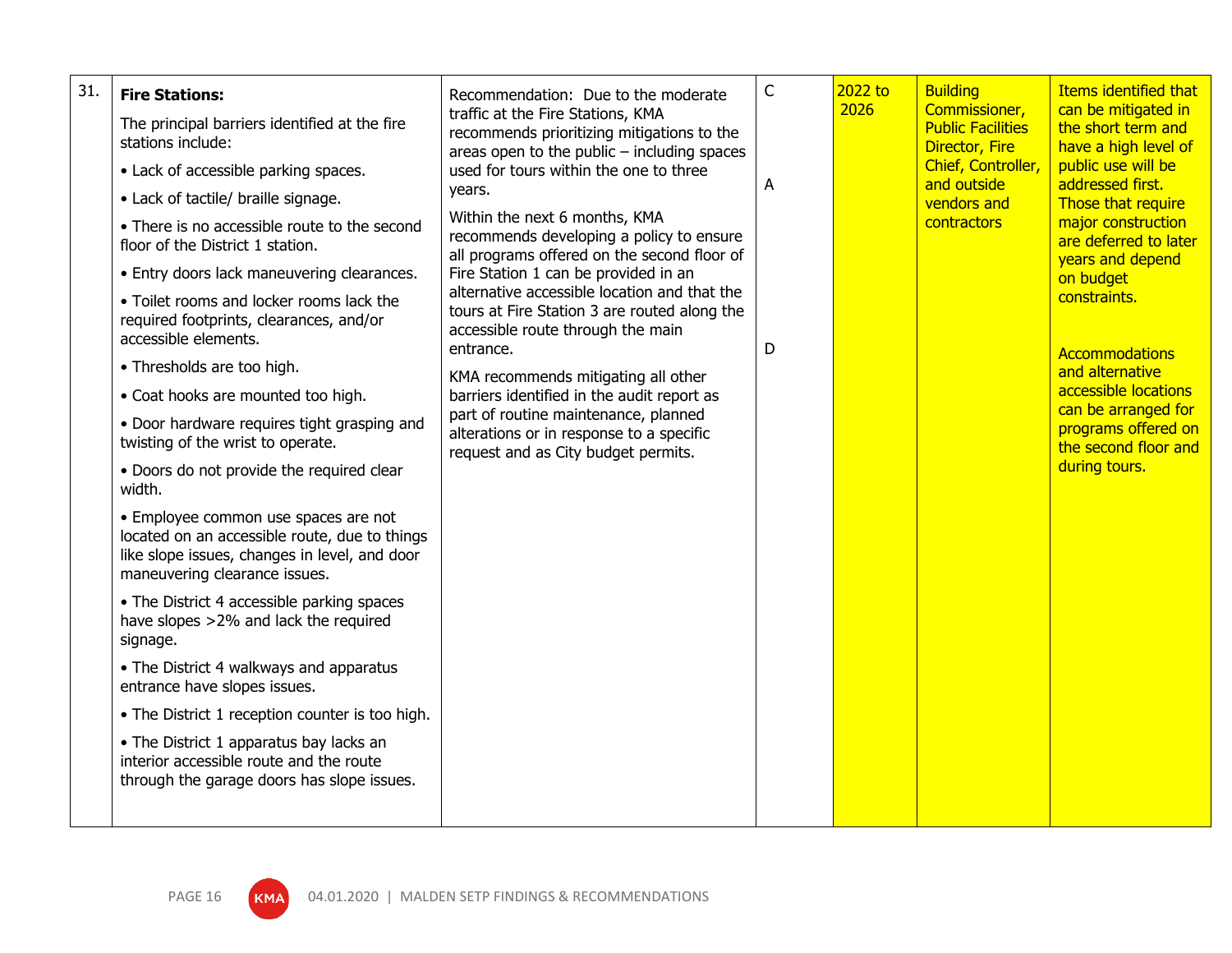| | | | | | | |
|---|---|---|---|---|---|---|
| 31. | **Fire Stations:**<br>The principal barriers identified at the fire stations include:<br>• Lack of accessible parking spaces.<br>• Lack of tactile/ braille signage.<br>• There is no accessible route to the second floor of the District 1 station.<br>• Entry doors lack maneuvering clearances.<br>• Toilet rooms and locker rooms lack the required footprints, clearances, and/or accessible elements.<br>• Thresholds are too high.<br>• Coat hooks are mounted too high.<br>• Door hardware requires tight grasping and twisting of the wrist to operate.<br>• Doors do not provide the required clear width.<br>• Employee common use spaces are not located on an accessible route, due to things like slope issues, changes in level, and door maneuvering clearance issues.<br>• The District 4 accessible parking spaces have slopes >2% and lack the required signage.<br>• The District 4 walkways and apparatus entrance have slopes issues.<br>• The District 1 reception counter is too high.<br>• The District 1 apparatus bay lacks an interior accessible route and the route through the garage doors has slope issues. | Recommendation: Due to the moderate traffic at the Fire Stations, KMA recommends prioritizing mitigations to the areas open to the public – including spaces used for tours within the one to three years.<br>Within the next 6 months, KMA recommends developing a policy to ensure all programs offered on the second floor of Fire Station 1 can be provided in an alternative accessible location and that the tours at Fire Station 3 are routed along the accessible route through the main entrance.<br>KMA recommends mitigating all other barriers identified in the audit report as part of routine maintenance, planned alterations or in response to a specific request and as City budget permits. | C<br><br>A<br><br>D | 2022 to 2026 | Building Commissioner, Public Facilities Director, Fire Chief, Controller, and outside vendors and contractors | Items identified that can be mitigated in the short term and have a high level of public use will be addressed first. Those that require major construction are deferred to later years and depend on budget constraints.<br><br>Accommodations and alternative accessible locations can be arranged for programs offered on the second floor and during tours. |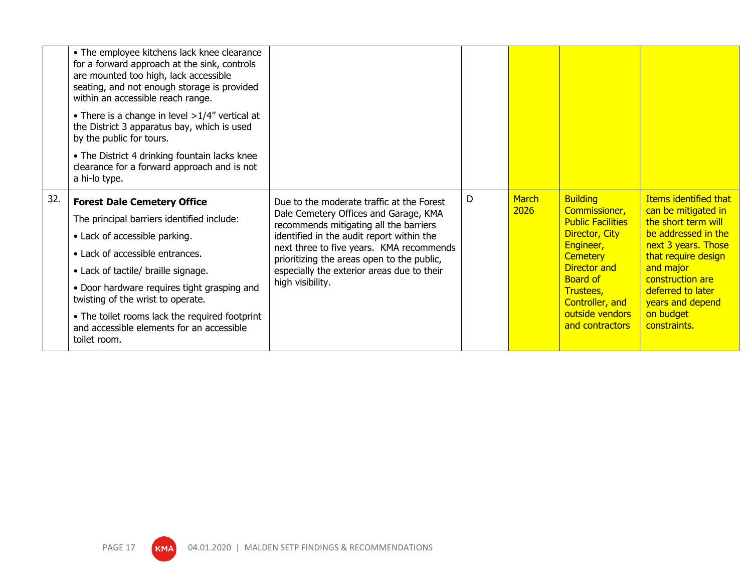| | | | | | | |
|---|---|---|---|---|---|---|
| | • The employee kitchens lack knee clearance for a forward approach at the sink, controls are mounted too high, lack accessible seating, and not enough storage is provided within an accessible reach range.<br><br>• There is a change in level >1/4” vertical at the District 3 apparatus bay, which is used by the public for tours.<br><br>• The District 4 drinking fountain lacks knee clearance for a forward approach and is not a hi-lo type. | | | | | |
| 32. | **Forest Dale Cemetery Office**<br><br>The principal barriers identified include:<br><br>• Lack of accessible parking.<br><br>• Lack of accessible entrances.<br><br>• Lack of tactile/ braille signage.<br><br>• Door hardware requires tight grasping and twisting of the wrist to operate.<br><br>• The toilet rooms lack the required footprint and accessible elements for an accessible toilet room. | Due to the moderate traffic at the Forest Dale Cemetery Offices and Garage, KMA recommends mitigating all the barriers identified in the audit report within the next three to five years. KMA recommends prioritizing the areas open to the public, especially the exterior areas due to their high visibility. | D | March 2026 | Building Commissioner, Public Facilities Director, City Engineer, Cemetery Director and Board of Trustees, Controller, and outside vendors and contractors | Items identified that can be mitigated in the short term will be addressed in the next 3 years. Those that require design and major construction are deferred to later years and depend on budget constraints. |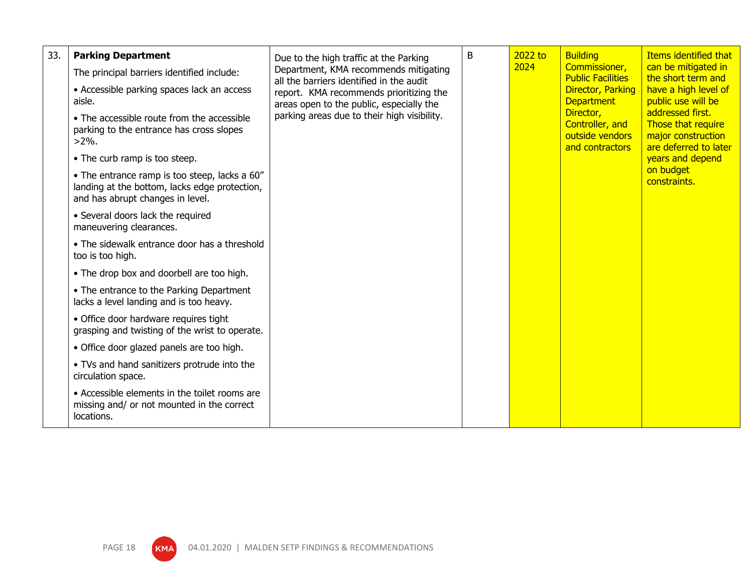| 33. | **Parking Department**<br>The principal barriers identified include:<br>• Accessible parking spaces lack an access aisle.<br>• The accessible route from the accessible parking to the entrance has cross slopes >2%.<br>• The curb ramp is too steep.<br>• The entrance ramp is too steep, lacks a 60" landing at the bottom, lacks edge protection, and has abrupt changes in level.<br>• Several doors lack the required maneuvering clearances.<br>• The sidewalk entrance door has a threshold too is too high.<br>• The drop box and doorbell are too high.<br>• The entrance to the Parking Department lacks a level landing and is too heavy.<br>• Office door hardware requires tight grasping and twisting of the wrist to operate.<br>• Office door glazed panels are too high.<br>• TVs and hand sanitizers protrude into the circulation space.<br>• Accessible elements in the toilet rooms are missing and/ or not mounted in the correct locations. | Due to the high traffic at the Parking Department, KMA recommends mitigating all the barriers identified in the audit report. KMA recommends prioritizing the areas open to the public, especially the parking areas due to their high visibility. | B | 2022 to 2024 | Building Commissioner, Public Facilities Director, Parking Department Director, Controller, and outside vendors and contractors | Items identified that can be mitigated in the short term and have a high level of public use will be addressed first. Those that require major construction are deferred to later years and depend on budget constraints. |
|---|---|---|---|---|---|---|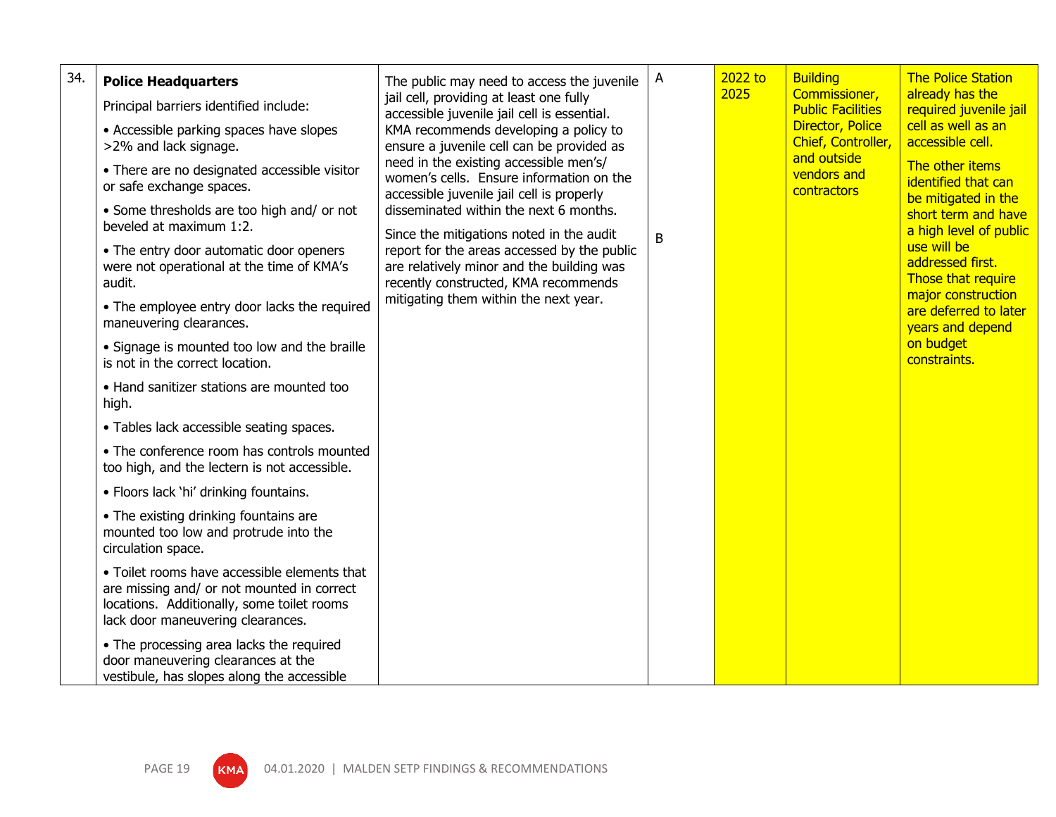| 34. | **Police Headquarters**<br><br>Principal barriers identified include:<br><br>• Accessible parking spaces have slopes >2% and lack signage.<br><br>• There are no designated accessible visitor or safe exchange spaces.<br><br>• Some thresholds are too high and/ or not beveled at maximum 1:2.<br><br>• The entry door automatic door openers were not operational at the time of KMA's audit.<br><br>• The employee entry door lacks the required maneuvering clearances.<br><br>• Signage is mounted too low and the braille is not in the correct location.<br><br>• Hand sanitizer stations are mounted too high.<br><br>• Tables lack accessible seating spaces.<br><br>• The conference room has controls mounted too high, and the lectern is not accessible.<br><br>• Floors lack 'hi' drinking fountains.<br><br>• The existing drinking fountains are mounted too low and protrude into the circulation space.<br><br>• Toilet rooms have accessible elements that are missing and/ or not mounted in correct locations. Additionally, some toilet rooms lack door maneuvering clearances.<br><br>• The processing area lacks the required door maneuvering clearances at the vestibule, has slopes along the accessible | The public may need to access the juvenile jail cell, providing at least one fully accessible juvenile jail cell is essential. KMA recommends developing a policy to ensure a juvenile cell can be provided as need in the existing accessible men's/ women's cells. Ensure information on the accessible juvenile jail cell is properly disseminated within the next 6 months.<br><br>Since the mitigations noted in the audit report for the areas accessed by the public are relatively minor and the building was recently constructed, KMA recommends mitigating them within the next year. | A<br><br>B | 2022 to 2025 | Building Commissioner, Public Facilities Director, Police Chief, Controller, and outside vendors and contractors | The Police Station already has the required juvenile jail cell as well as an accessible cell.<br><br>The other items identified that can be mitigated in the short term and have a high level of public use will be addressed first. Those that require major construction are deferred to later years and depend on budget constraints. |
|---|---|---|---|---|---|---|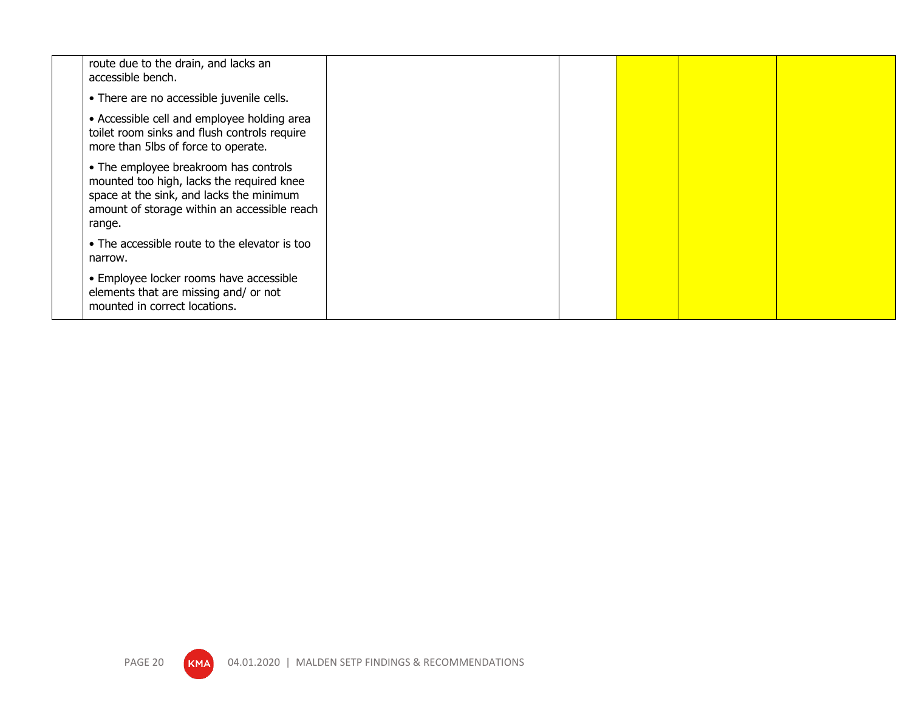| | | | | | | |
|---|---|---|---|---|---|---|
| | route due to the drain, and lacks an accessible bench.<br><br>• There are no accessible juvenile cells.<br><br>• Accessible cell and employee holding area toilet room sinks and flush controls require more than 5lbs of force to operate.<br><br>• The employee breakroom has controls mounted too high, lacks the required knee space at the sink, and lacks the minimum amount of storage within an accessible reach range.<br><br>• The accessible route to the elevator is too narrow.<br><br>• Employee locker rooms have accessible elements that are missing and/ or not mounted in correct locations. | | | | | |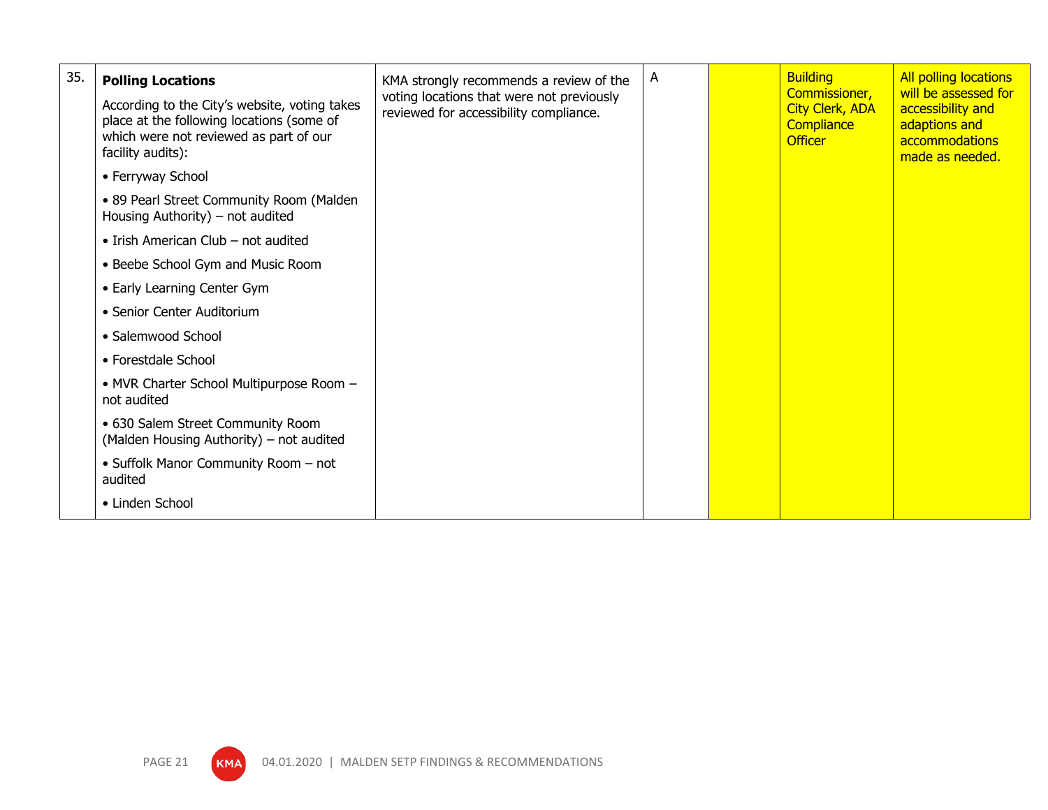| 35. | **Polling Locations**<br><br>According to the City's website, voting takes place at the following locations (some of which were not reviewed as part of our facility audits):<br><br>• Ferryway School<br><br>• 89 Pearl Street Community Room (Malden Housing Authority) – not audited<br><br>• Irish American Club – not audited<br><br>• Beebe School Gym and Music Room<br><br>• Early Learning Center Gym<br><br>• Senior Center Auditorium<br><br>• Salemwood School<br><br>• Forestdale School<br><br>• MVR Charter School Multipurpose Room – not audited<br><br>• 630 Salem Street Community Room (Malden Housing Authority) – not audited<br><br>• Suffolk Manor Community Room – not audited<br><br>• Linden School | KMA strongly recommends a review of the voting locations that were not previously reviewed for accessibility compliance. | A | | Building Commissioner, City Clerk, ADA Compliance Officer | All polling locations will be assessed for accessibility and adaptions and accommodations made as needed. |
|---|---|---|---|---|---|---|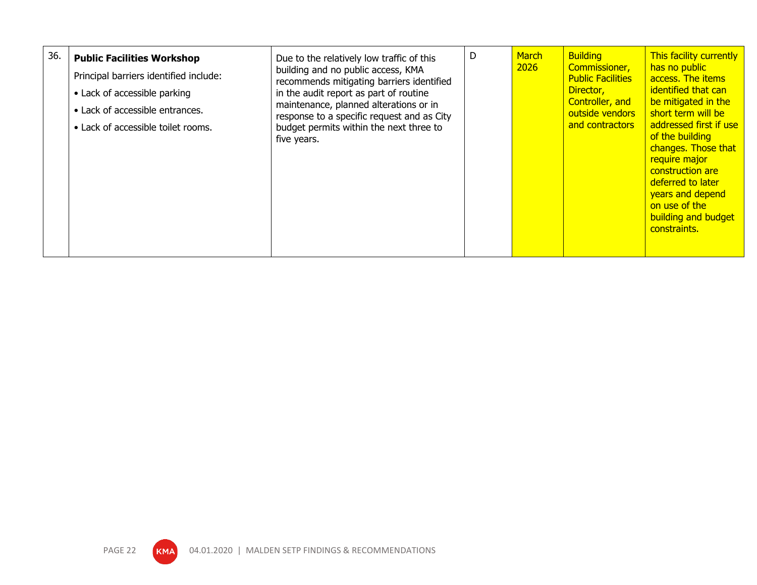| 36. | **Public Facilities Workshop**<br>Principal barriers identified include:<br>• Lack of accessible parking<br>• Lack of accessible entrances.<br>• Lack of accessible toilet rooms. | Due to the relatively low traffic of this building and no public access, KMA recommends mitigating barriers identified in the audit report as part of routine maintenance, planned alterations or in response to a specific request and as City budget permits within the next three to five years. | D | March 2026 | Building Commissioner, Public Facilities Director, Controller, and outside vendors and contractors | This facility currently has no public access. The items identified that can be mitigated in the short term will be addressed first if use of the building changes. Those that require major construction are deferred to later years and depend on use of the building and budget constraints. |
|---|---|---|---|---|---|---|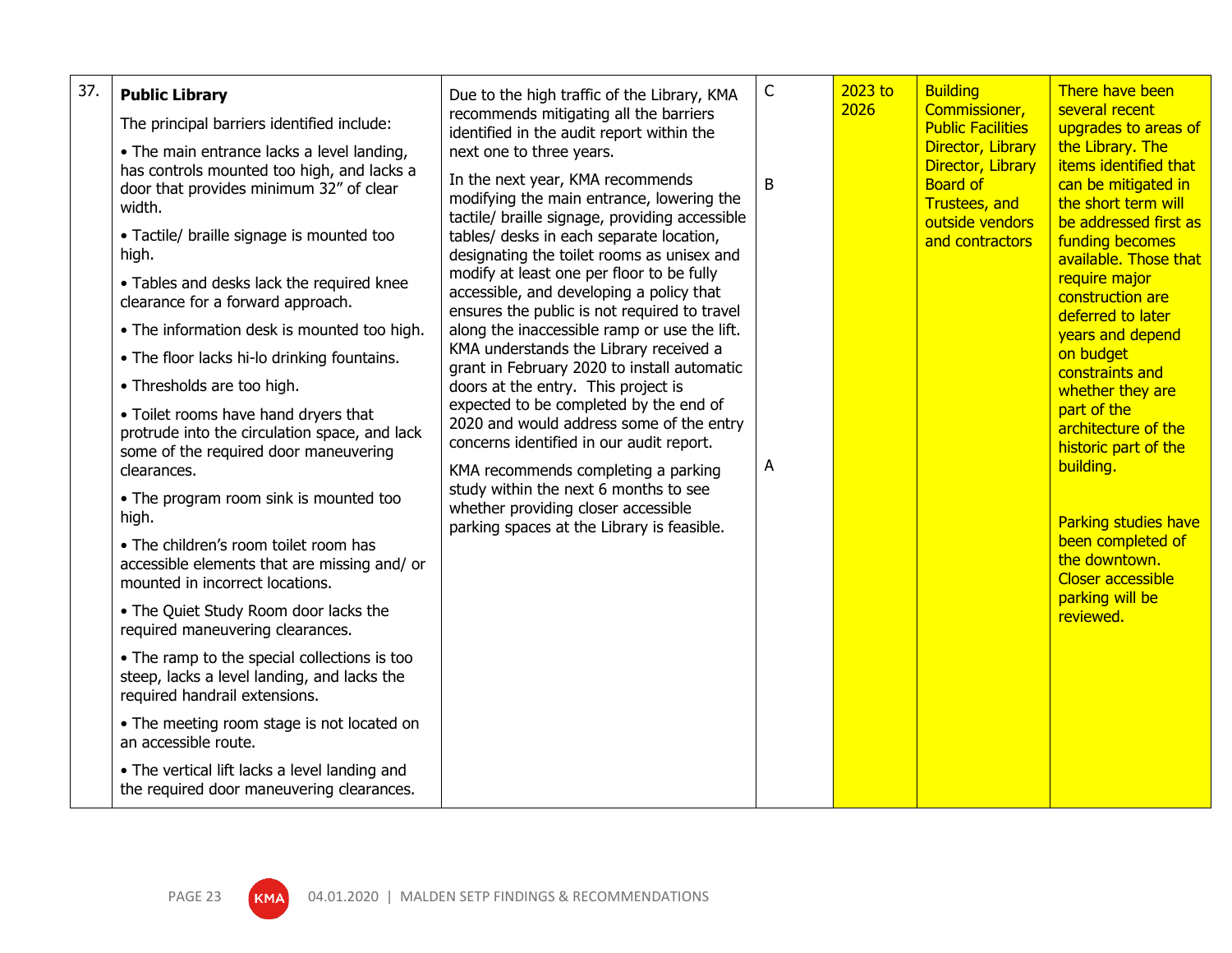| 37. | **Public Library**<br>The principal barriers identified include:<br>• The main entrance lacks a level landing, has controls mounted too high, and lacks a door that provides minimum 32" of clear width.<br>• Tactile/ braille signage is mounted too high.<br>• Tables and desks lack the required knee clearance for a forward approach.<br>• The information desk is mounted too high.<br>• The floor lacks hi-lo drinking fountains.<br>• Thresholds are too high.<br>• Toilet rooms have hand dryers that protrude into the circulation space, and lack some of the required door maneuvering clearances.<br>• The program room sink is mounted too high.<br>• The children's room toilet room has accessible elements that are missing and/ or mounted in incorrect locations.<br>• The Quiet Study Room door lacks the required maneuvering clearances.<br>• The ramp to the special collections is too steep, lacks a level landing, and lacks the required handrail extensions.<br>• The meeting room stage is not located on an accessible route.<br>• The vertical lift lacks a level landing and the required door maneuvering clearances. | Due to the high traffic of the Library, KMA recommends mitigating all the barriers identified in the audit report within the next one to three years.<br>In the next year, KMA recommends modifying the main entrance, lowering the tactile/ braille signage, providing accessible tables/ desks in each separate location, designating the toilet rooms as unisex and modify at least one per floor to be fully accessible, and developing a policy that ensures the public is not required to travel along the inaccessible ramp or use the lift. KMA understands the Library received a grant in February 2020 to install automatic doors at the entry. This project is expected to be completed by the end of 2020 and would address some of the entry concerns identified in our audit report.<br>KMA recommends completing a parking study within the next 6 months to see whether providing closer accessible parking spaces at the Library is feasible. | C<br><br>B<br><br>A | 2023 to 2026 | Building Commissioner, Public Facilities Director, Library Director, Library Board of Trustees, and outside vendors and contractors | There have been several recent upgrades to areas of the Library. The items identified that can be mitigated in the short term will be addressed first as funding becomes available. Those that require major construction are deferred to later years and depend on budget constraints and whether they are part of the architecture of the historic part of the building.<br><br>Parking studies have been completed of the downtown. Closer accessible parking will be reviewed. |
|---|---|---|---|---|---|---|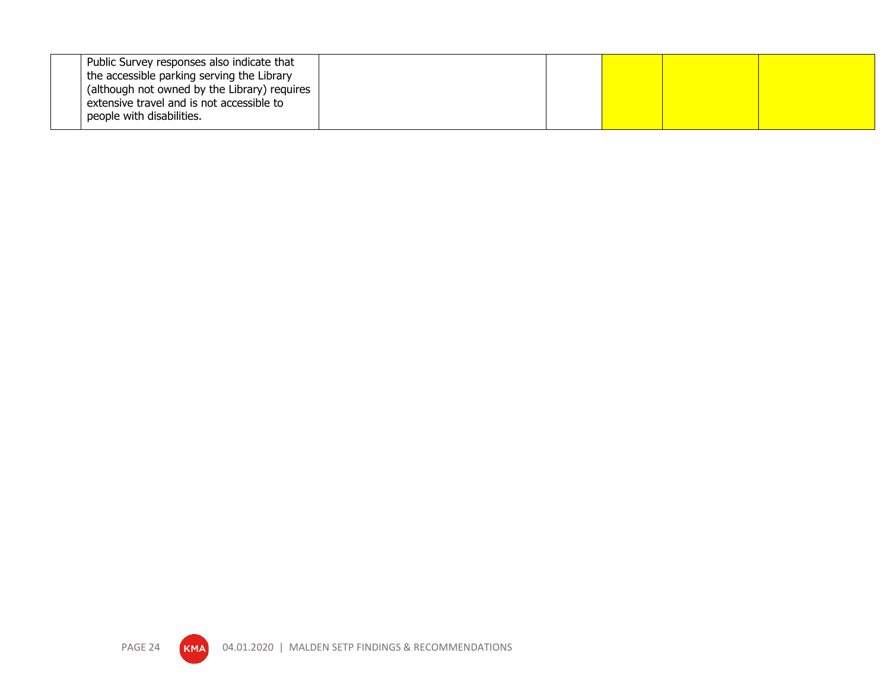|  |  |  |  |  |  |
|---|---|---|---|---|---|
|  | Public Survey responses also indicate that the accessible parking serving the Library (although not owned by the Library) requires extensive travel and is not accessible to people with disabilities. |  |  |  |  |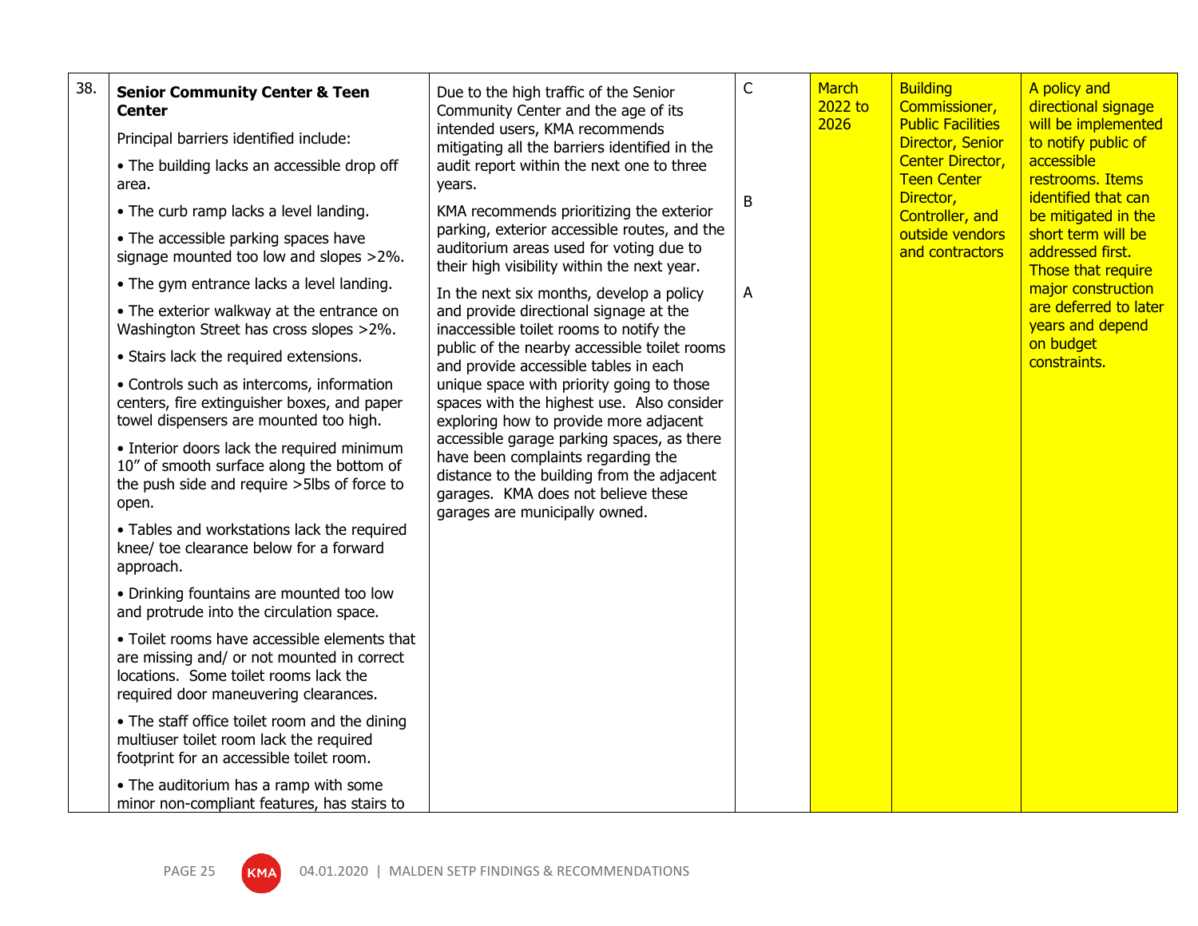| 38. | **Senior Community Center & Teen Center**<br><br>Principal barriers identified include:<br><br>• The building lacks an accessible drop off area.<br><br>• The curb ramp lacks a level landing.<br><br>• The accessible parking spaces have signage mounted too low and slopes >2%.<br><br>• The gym entrance lacks a level landing.<br><br>• The exterior walkway at the entrance on Washington Street has cross slopes >2%.<br><br>• Stairs lack the required extensions.<br><br>• Controls such as intercoms, information centers, fire extinguisher boxes, and paper towel dispensers are mounted too high.<br><br>• Interior doors lack the required minimum 10" of smooth surface along the bottom of the push side and require >5lbs of force to open.<br><br>• Tables and workstations lack the required knee/ toe clearance below for a forward approach.<br><br>• Drinking fountains are mounted too low and protrude into the circulation space.<br><br>• Toilet rooms have accessible elements that are missing and/ or not mounted in correct locations. Some toilet rooms lack the required door maneuvering clearances.<br><br>• The staff office toilet room and the dining multiuser toilet room lack the required footprint for an accessible toilet room.<br><br>• The auditorium has a ramp with some minor non-compliant features, has stairs to | Due to the high traffic of the Senior Community Center and the age of its intended users, KMA recommends mitigating all the barriers identified in the audit report within the next one to three years.<br><br>KMA recommends prioritizing the exterior parking, exterior accessible routes, and the auditorium areas used for voting due to their high visibility within the next year.<br><br>In the next six months, develop a policy and provide directional signage at the inaccessible toilet rooms to notify the public of the nearby accessible toilet rooms and provide accessible tables in each unique space with priority going to those spaces with the highest use. Also consider exploring how to provide more adjacent accessible garage parking spaces, as there have been complaints regarding the distance to the building from the adjacent garages. KMA does not believe these garages are municipally owned. | C<br><br>B<br><br>A | March 2022 to 2026 | Building Commissioner, Public Facilities Director, Senior Center Director, Teen Center Director, Controller, and outside vendors and contractors | A policy and directional signage will be implemented to notify public of accessible restrooms. Items identified that can be mitigated in the short term will be addressed first. Those that require major construction are deferred to later years and depend on budget constraints. |
|---|---|---|---|---|---|---|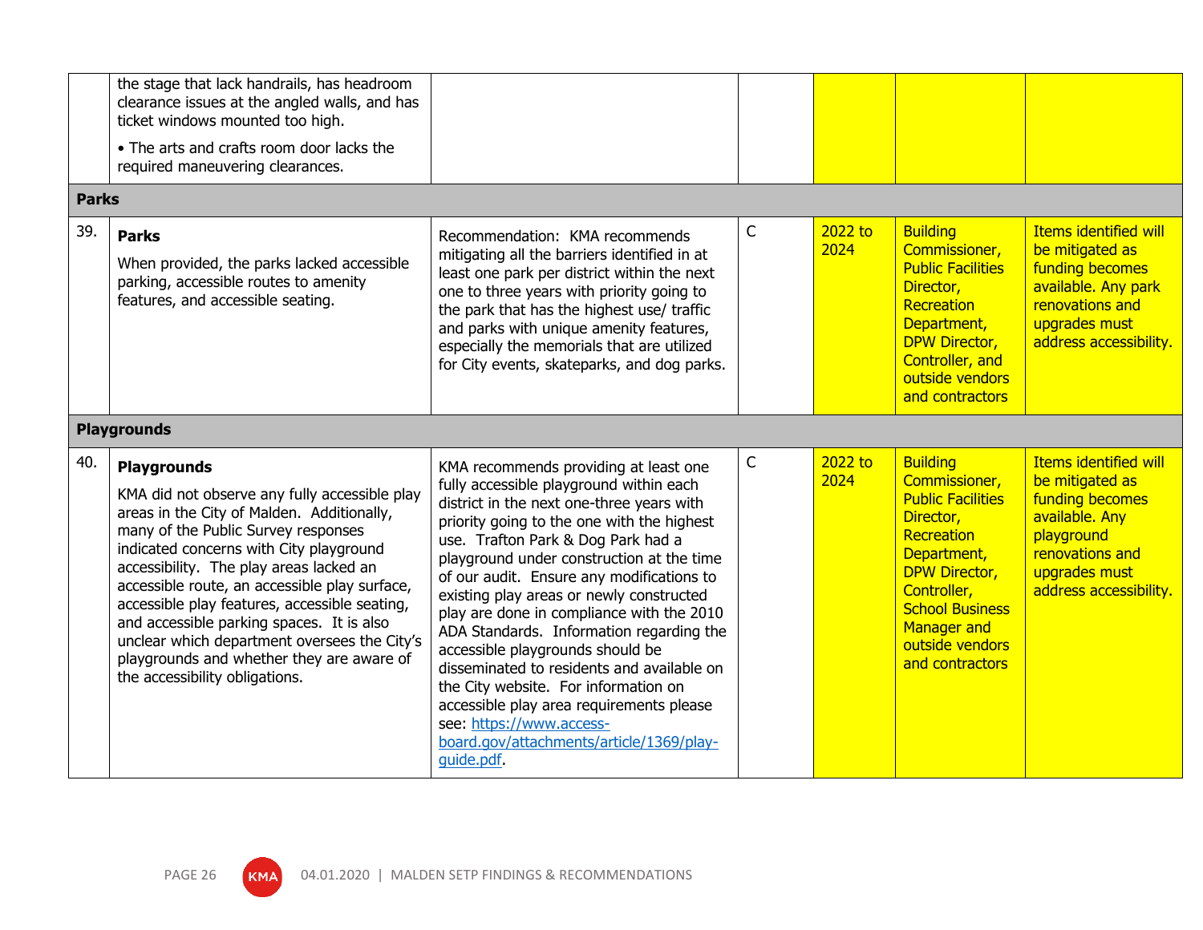| | | | | | | |
|---|---|---|---|---|---|---|
| | the stage that lack handrails, has headroom clearance issues at the angled walls, and has ticket windows mounted too high.<br><br>• The arts and crafts room door lacks the required maneuvering clearances. | | | | | |
| **Parks** | | | | | | |
| 39. | **Parks**<br><br>When provided, the parks lacked accessible parking, accessible routes to amenity features, and accessible seating. | Recommendation: KMA recommends mitigating all the barriers identified in at least one park per district within the next one to three years with priority going to the park that has the highest use/ traffic and parks with unique amenity features, especially the memorials that are utilized for City events, skateparks, and dog parks. | C | 2022 to 2024 | Building Commissioner, Public Facilities Director, Recreation Department, DPW Director, Controller, and outside vendors and contractors | Items identified will be mitigated as funding becomes available. Any park renovations and upgrades must address accessibility. |
| **Playgrounds** | | | | | | |
| 40. | **Playgrounds**<br><br>KMA did not observe any fully accessible play areas in the City of Malden. Additionally, many of the Public Survey responses indicated concerns with City playground accessibility. The play areas lacked an accessible route, an accessible play surface, accessible play features, accessible seating, and accessible parking spaces. It is also unclear which department oversees the City's playgrounds and whether they are aware of the accessibility obligations. | KMA recommends providing at least one fully accessible playground within each district in the next one-three years with priority going to the one with the highest use. Trafton Park & Dog Park had a playground under construction at the time of our audit. Ensure any modifications to existing play areas or newly constructed play are done in compliance with the 2010 ADA Standards. Information regarding the accessible playgrounds should be disseminated to residents and available on the City website. For information on accessible play area requirements please see: [https://www.access-board.gov/attachments/article/1369/play-guide.pdf](https://www.access-board.gov/attachments/article/1369/play-guide.pdf). | C | 2022 to 2024 | Building Commissioner, Public Facilities Director, Recreation Department, DPW Director, Controller, School Business Manager and outside vendors and contractors | Items identified will be mitigated as funding becomes available. Any playground renovations and upgrades must address accessibility. |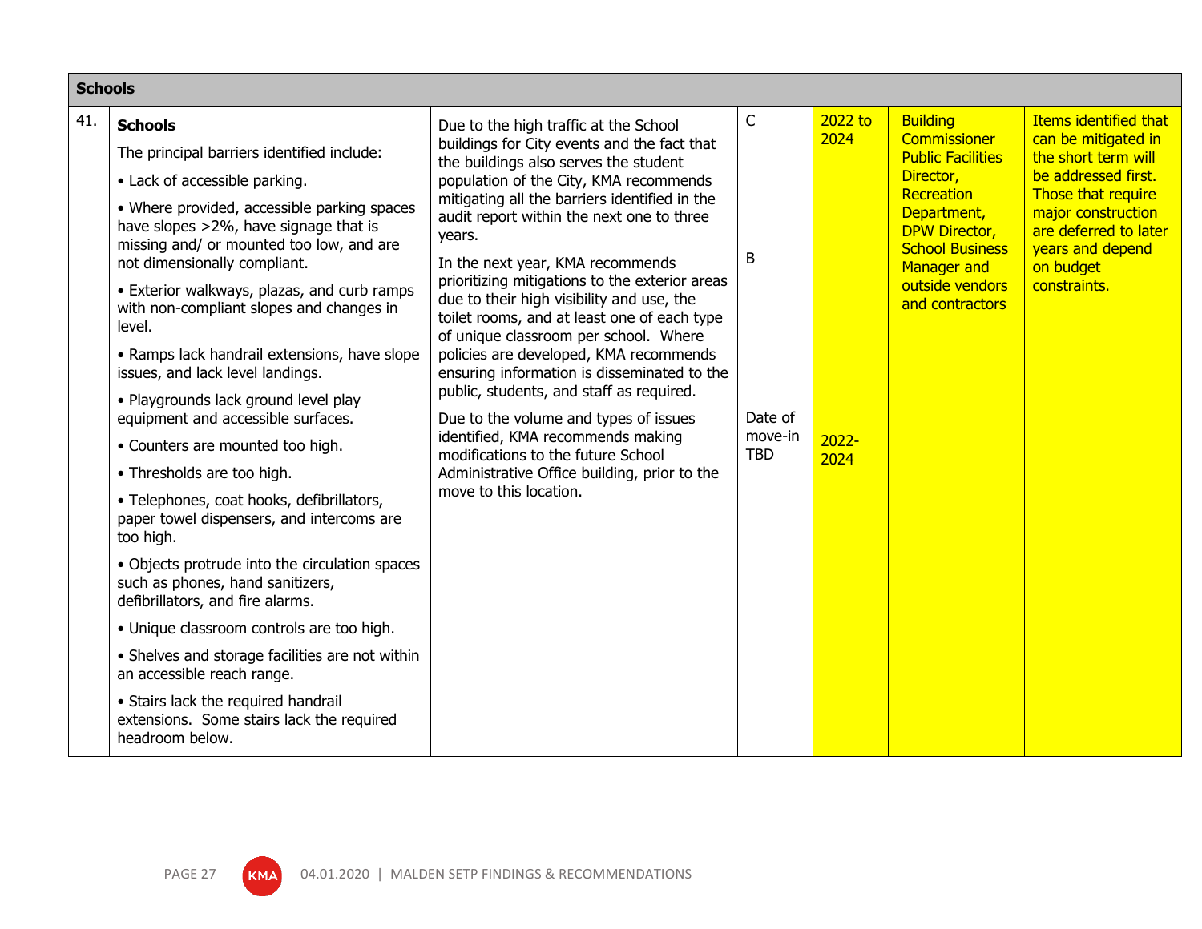| Schools | | | | | | |
|---|---|---|---|---|---|---|
| 41. | **Schools**<br><br>The principal barriers identified include:<br><br>• Lack of accessible parking.<br><br>• Where provided, accessible parking spaces have slopes >2%, have signage that is missing and/ or mounted too low, and are not dimensionally compliant.<br><br>• Exterior walkways, plazas, and curb ramps with non-compliant slopes and changes in level.<br><br>• Ramps lack handrail extensions, have slope issues, and lack level landings.<br><br>• Playgrounds lack ground level play equipment and accessible surfaces.<br><br>• Counters are mounted too high.<br><br>• Thresholds are too high.<br><br>• Telephones, coat hooks, defibrillators, paper towel dispensers, and intercoms are too high.<br><br>• Objects protrude into the circulation spaces such as phones, hand sanitizers, defibrillators, and fire alarms.<br><br>• Unique classroom controls are too high.<br><br>• Shelves and storage facilities are not within an accessible reach range.<br><br>• Stairs lack the required handrail extensions. Some stairs lack the required headroom below. | Due to the high traffic at the School buildings for City events and the fact that the buildings also serves the student population of the City, KMA recommends mitigating all the barriers identified in the audit report within the next one to three years.<br><br>In the next year, KMA recommends prioritizing mitigations to the exterior areas due to their high visibility and use, the toilet rooms, and at least one of each type of unique classroom per school. Where policies are developed, KMA recommends ensuring information is disseminated to the public, students, and staff as required.<br><br>Due to the volume and types of issues identified, KMA recommends making modifications to the future School Administrative Office building, prior to the move to this location. | C<br><br>B<br><br>Date of move-in TBD | 2022 to 2024<br><br>2022-2024 | Building Commissioner Public Facilities Director, Recreation Department, DPW Director, School Business Manager and outside vendors and contractors | Items identified that can be mitigated in the short term will be addressed first. Those that require major construction are deferred to later years and depend on budget constraints. |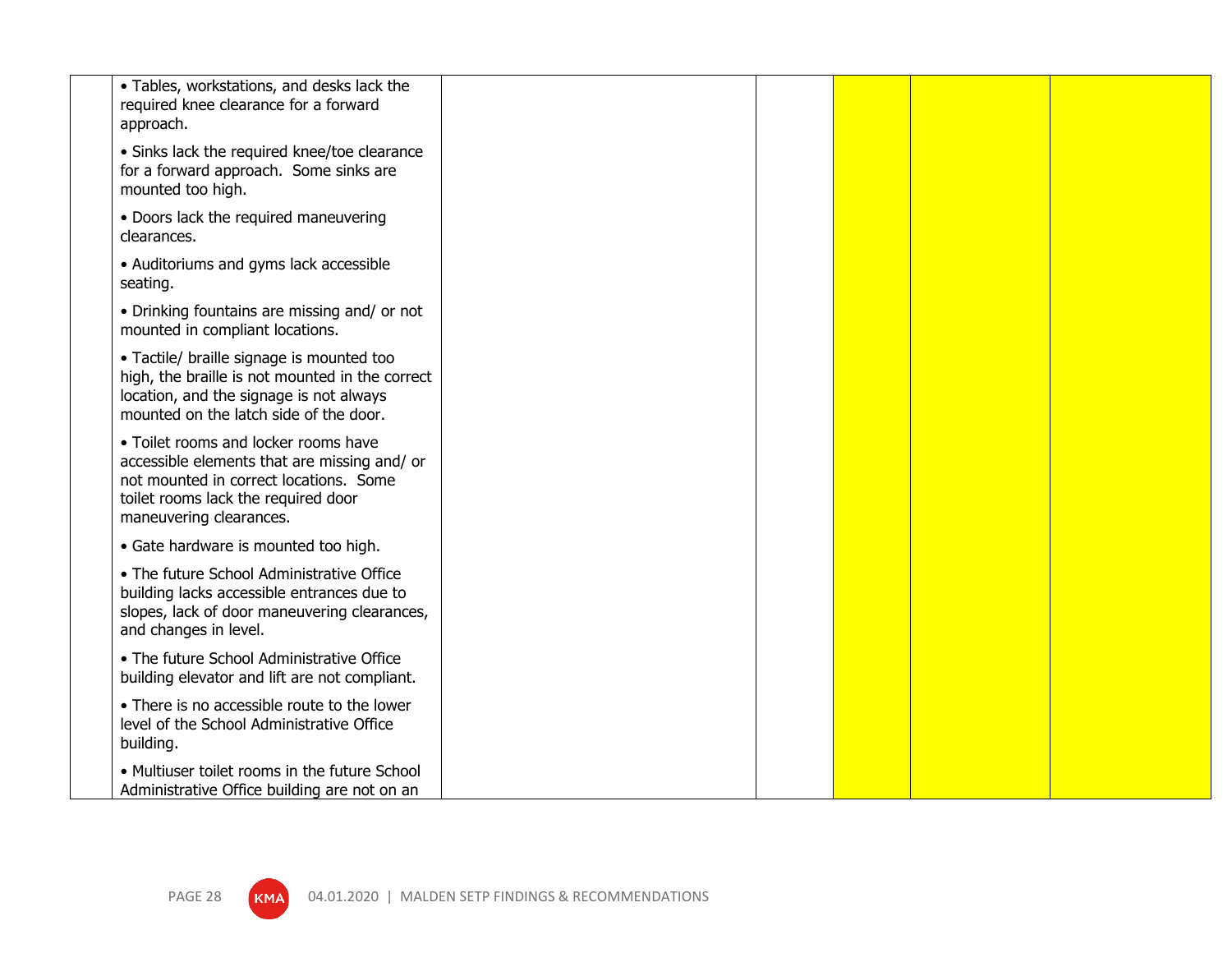| | | | | | | |
|---|---|---|---|---|---|---|
| | • Tables, workstations, and desks lack the required knee clearance for a forward approach.<br><br>• Sinks lack the required knee/toe clearance for a forward approach. Some sinks are mounted too high.<br><br>• Doors lack the required maneuvering clearances.<br><br>• Auditoriums and gyms lack accessible seating.<br><br>• Drinking fountains are missing and/ or not mounted in compliant locations.<br><br>• Tactile/ braille signage is mounted too high, the braille is not mounted in the correct location, and the signage is not always mounted on the latch side of the door.<br><br>• Toilet rooms and locker rooms have accessible elements that are missing and/ or not mounted in correct locations. Some toilet rooms lack the required door maneuvering clearances.<br><br>• Gate hardware is mounted too high.<br><br>• The future School Administrative Office building lacks accessible entrances due to slopes, lack of door maneuvering clearances, and changes in level.<br><br>• The future School Administrative Office building elevator and lift are not compliant.<br><br>• There is no accessible route to the lower level of the School Administrative Office building.<br><br>• Multiuser toilet rooms in the future School Administrative Office building are not on an | | | | | |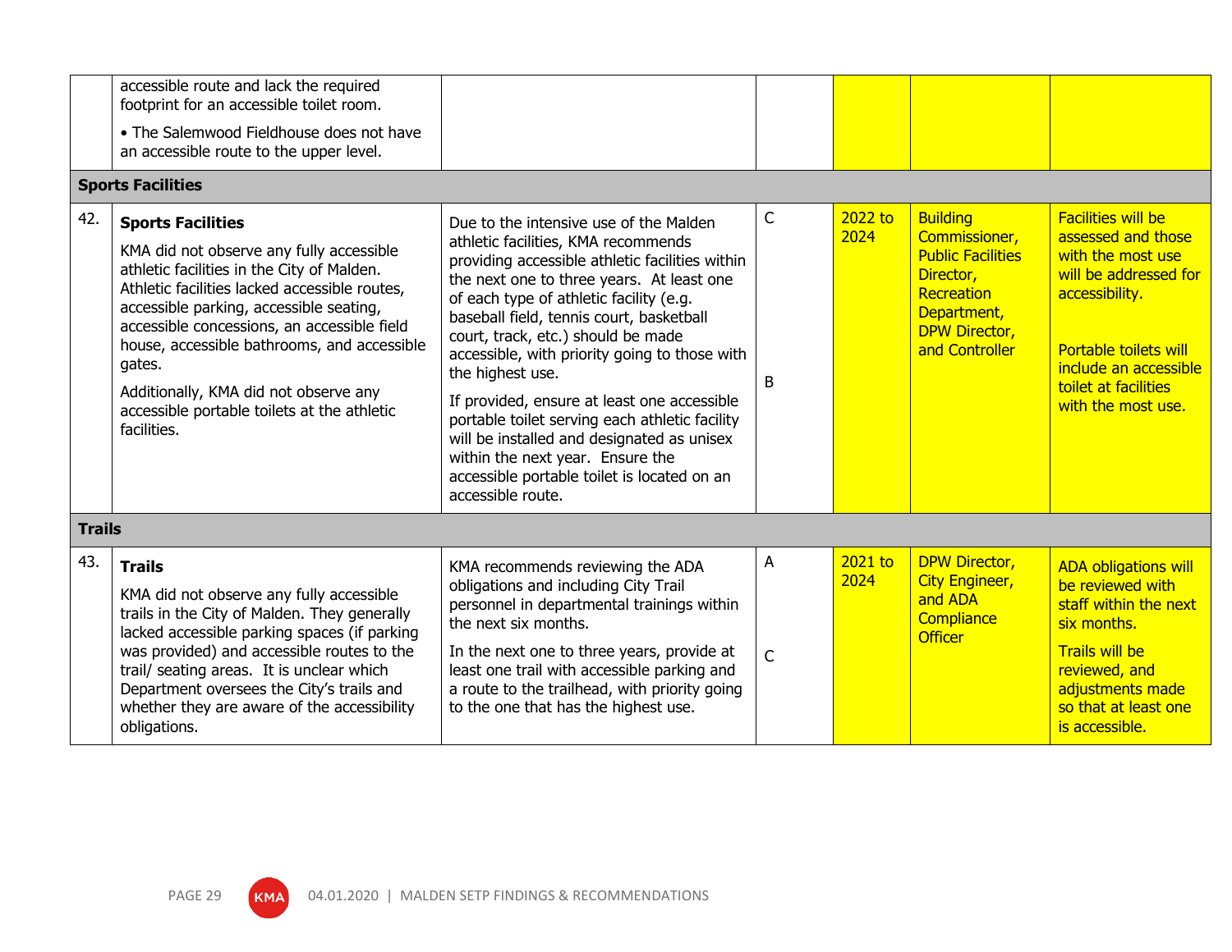| | | | | | | |
|---|---|---|---|---|---|---|
| | accessible route and lack the required footprint for an accessible toilet room.<br><br>• The Salemwood Fieldhouse does not have an accessible route to the upper level. | | | | | |
| **Sports Facilities** | | | | | | |
| 42. | **Sports Facilities**<br><br>KMA did not observe any fully accessible athletic facilities in the City of Malden. Athletic facilities lacked accessible routes, accessible parking, accessible seating, accessible concessions, an accessible field house, accessible bathrooms, and accessible gates.<br><br>Additionally, KMA did not observe any accessible portable toilets at the athletic facilities. | Due to the intensive use of the Malden athletic facilities, KMA recommends providing accessible athletic facilities within the next one to three years. At least one of each type of athletic facility (e.g. baseball field, tennis court, basketball court, track, etc.) should be made accessible, with priority going to those with the highest use.<br><br>If provided, ensure at least one accessible portable toilet serving each athletic facility will be installed and designated as unisex within the next year. Ensure the accessible portable toilet is located on an accessible route. | C<br><br>B | 2022 to 2024 | Building Commissioner, Public Facilities Director, Recreation Department, DPW Director, and Controller | Facilities will be assessed and those with the most use will be addressed for accessibility.<br><br>Portable toilets will include an accessible toilet at facilities with the most use. |
| **Trails** | | | | | | |
| 43. | **Trails**<br><br>KMA did not observe any fully accessible trails in the City of Malden. They generally lacked accessible parking spaces (if parking was provided) and accessible routes to the trail/ seating areas. It is unclear which Department oversees the City's trails and whether they are aware of the accessibility obligations. | KMA recommends reviewing the ADA obligations and including City Trail personnel in departmental trainings within the next six months.<br><br>In the next one to three years, provide at least one trail with accessible parking and a route to the trailhead, with priority going to the one that has the highest use. | A<br><br>C | 2021 to 2024 | DPW Director, City Engineer, and ADA Compliance Officer | ADA obligations will be reviewed with staff within the next six months.<br><br>Trails will be reviewed, and adjustments made so that at least one is accessible. |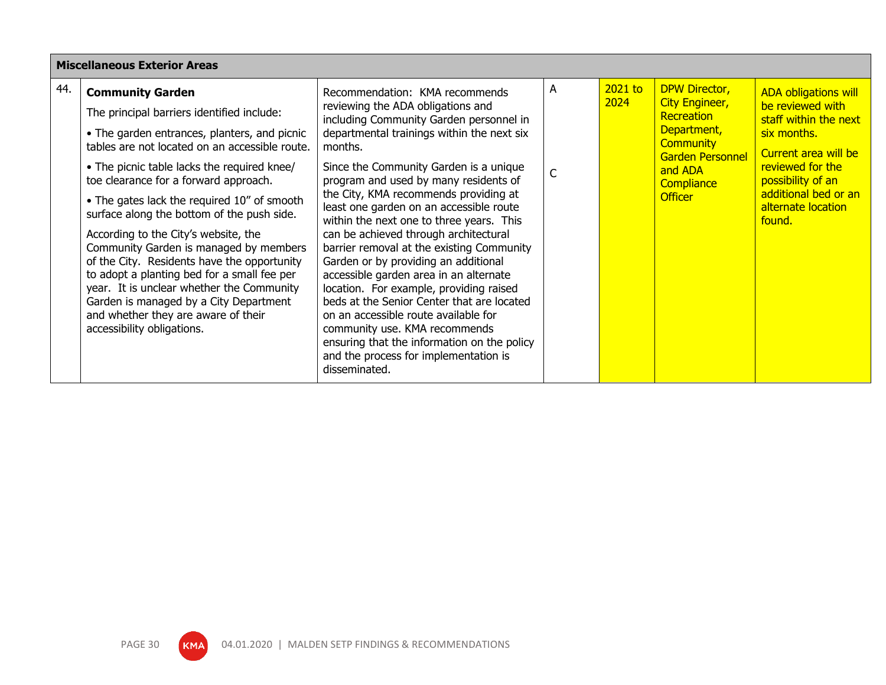| Miscellaneous Exterior Areas | | | | | | |
|---|---|---|---|---|---|---|
| 44. | **Community Garden**<br><br>The principal barriers identified include:<br><br>• The garden entrances, planters, and picnic tables are not located on an accessible route.<br><br>• The picnic table lacks the required knee/ toe clearance for a forward approach.<br><br>• The gates lack the required 10" of smooth surface along the bottom of the push side.<br><br>According to the City's website, the Community Garden is managed by members of the City. Residents have the opportunity to adopt a planting bed for a small fee per year. It is unclear whether the Community Garden is managed by a City Department and whether they are aware of their accessibility obligations. | Recommendation: KMA recommends reviewing the ADA obligations and including Community Garden personnel in departmental trainings within the next six months.<br><br>Since the Community Garden is a unique program and used by many residents of the City, KMA recommends providing at least one garden on an accessible route within the next one to three years. This can be achieved through architectural barrier removal at the existing Community Garden or by providing an additional accessible garden area in an alternate location. For example, providing raised beds at the Senior Center that are located on an accessible route available for community use. KMA recommends ensuring that the information on the policy and the process for implementation is disseminated. | A<br><br>C | 2021 to 2024 | DPW Director, City Engineer, Recreation Department, Community Garden Personnel and ADA Compliance Officer | ADA obligations will be reviewed with staff within the next six months.<br><br>Current area will be reviewed for the possibility of an additional bed or an alternate location found. |